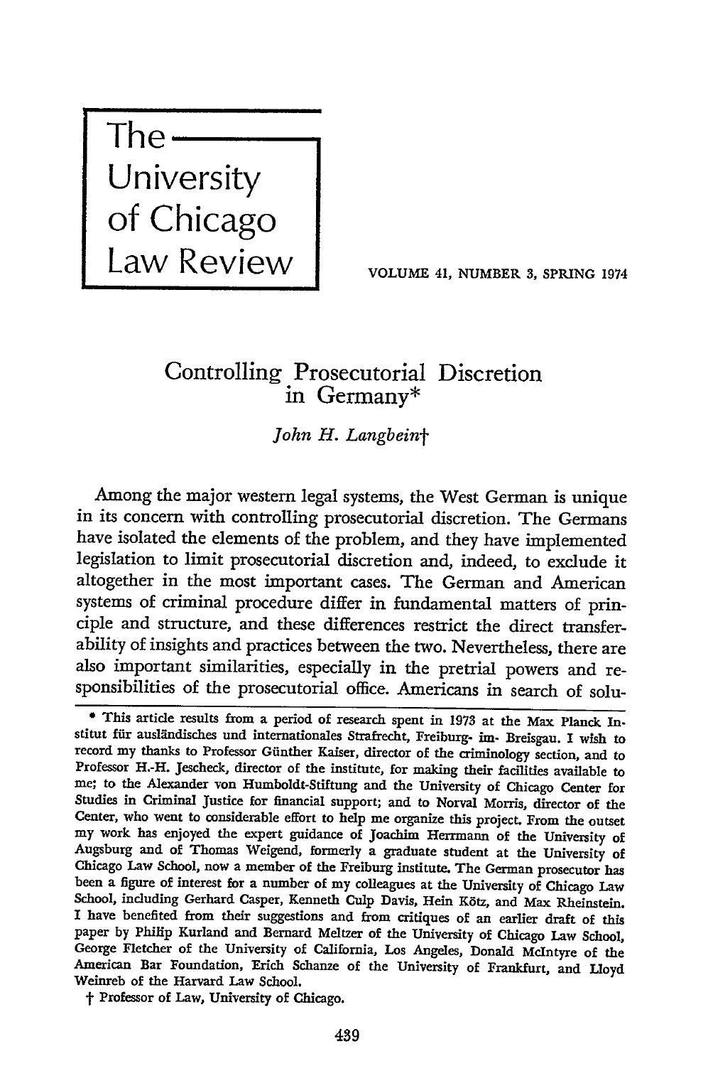# The University of Chicago Law Review

VOLUME 41, NUMBER 3, SPRING 1974

## Controlling Prosecutorial Discretion in Germany*

*John H. Langbein*†

Among the major western legal systems, the West German is unique in its concern with controlling prosecutorial discretion. The Germans have isolated the elements of the problem, and they have implemented legislation to limit prosecutorial discretion and, indeed, to exclude it altogether in the most important cases. The German and American systems of criminal procedure differ in fundamental matters of principle and structure, and these differences restrict the direct transferability of insights and practices between the two. Nevertheless, there are also important similarities, especially in the pretrial powers and responsibilities of the prosecutorial office. Americans in search of solu-

---

* This article results from a period of research spent in 1973 at the Max Planck Institut für ausländisches und internationales Strafrecht, Freiburg- im- Breisgau. I wish to record my thanks to Professor Günther Kaiser, director of the criminology section, and to Professor H.-H. Jescheck, director of the institute, for making their facilities available to me; to the Alexander von Humboldt-Stiftung and the University of Chicago Center for Studies in Criminal Justice for financial support; and to Norval Morris, director of the Center, who went to considerable effort to help me organize this project. From the outset my work has enjoyed the expert guidance of Joachim Herrmann of the University of Augsburg and of Thomas Weigend, formerly a graduate student at the University of Chicago Law School, now a member of the Freiburg institute. The German prosecutor has been a figure of interest for a number of my colleagues at the University of Chicago Law School, including Gerhard Casper, Kenneth Culp Davis, Hein Kötz, and Max Rheinstein. I have benefited from their suggestions and from critiques of an earlier draft of this paper by Philip Kurland and Bernard Meltzer of the University of Chicago Law School, George Fletcher of the University of California, Los Angeles, Donald McIntyre of the American Bar Foundation, Erich Schanze of the University of Frankfurt, and Lloyd Weinreb of the Harvard Law School.

† Professor of Law, University of Chicago.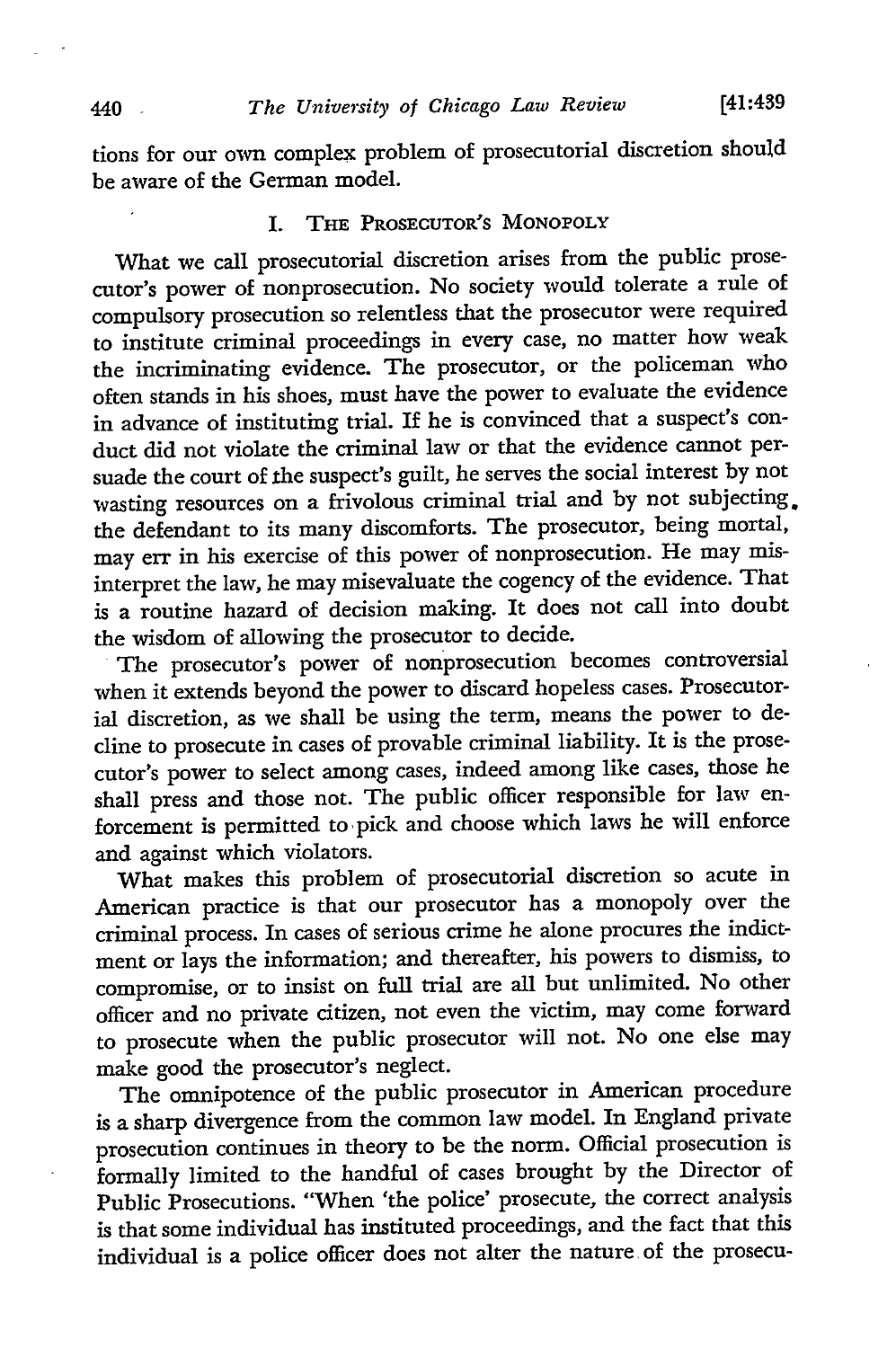tions for our own complex problem of prosecutorial discretion should be aware of the German model.

## I. The Prosecutor's Monopoly

What we call prosecutorial discretion arises from the public prosecutor's power of nonprosecution. No society would tolerate a rule of compulsory prosecution so relentless that the prosecutor were required to institute criminal proceedings in every case, no matter how weak the incriminating evidence. The prosecutor, or the policeman who often stands in his shoes, must have the power to evaluate the evidence in advance of instituting trial. If he is convinced that a suspect's conduct did not violate the criminal law or that the evidence cannot persuade the court of the suspect's guilt, he serves the social interest by not wasting resources on a frivolous criminal trial and by not subjecting the defendant to its many discomforts. The prosecutor, being mortal, may err in his exercise of this power of nonprosecution. He may misinterpret the law, he may misevaluate the cogency of the evidence. That is a routine hazard of decision making. It does not call into doubt the wisdom of allowing the prosecutor to decide.

The prosecutor's power of nonprosecution becomes controversial when it extends beyond the power to discard hopeless cases. Prosecutorial discretion, as we shall be using the term, means the power to decline to prosecute in cases of provable criminal liability. It is the prosecutor's power to select among cases, indeed among like cases, those he shall press and those not. The public officer responsible for law enforcement is permitted to pick and choose which laws he will enforce and against which violators.

What makes this problem of prosecutorial discretion so acute in American practice is that our prosecutor has a monopoly over the criminal process. In cases of serious crime he alone procures the indictment or lays the information; and thereafter, his powers to dismiss, to compromise, or to insist on full trial are all but unlimited. No other officer and no private citizen, not even the victim, may come forward to prosecute when the public prosecutor will not. No one else may make good the prosecutor's neglect.

The omnipotence of the public prosecutor in American procedure is a sharp divergence from the common law model. In England private prosecution continues in theory to be the norm. Official prosecution is formally limited to the handful of cases brought by the Director of Public Prosecutions. "When 'the police' prosecute, the correct analysis is that some individual has instituted proceedings, and the fact that this individual is a police officer does not alter the nature of the prosecu-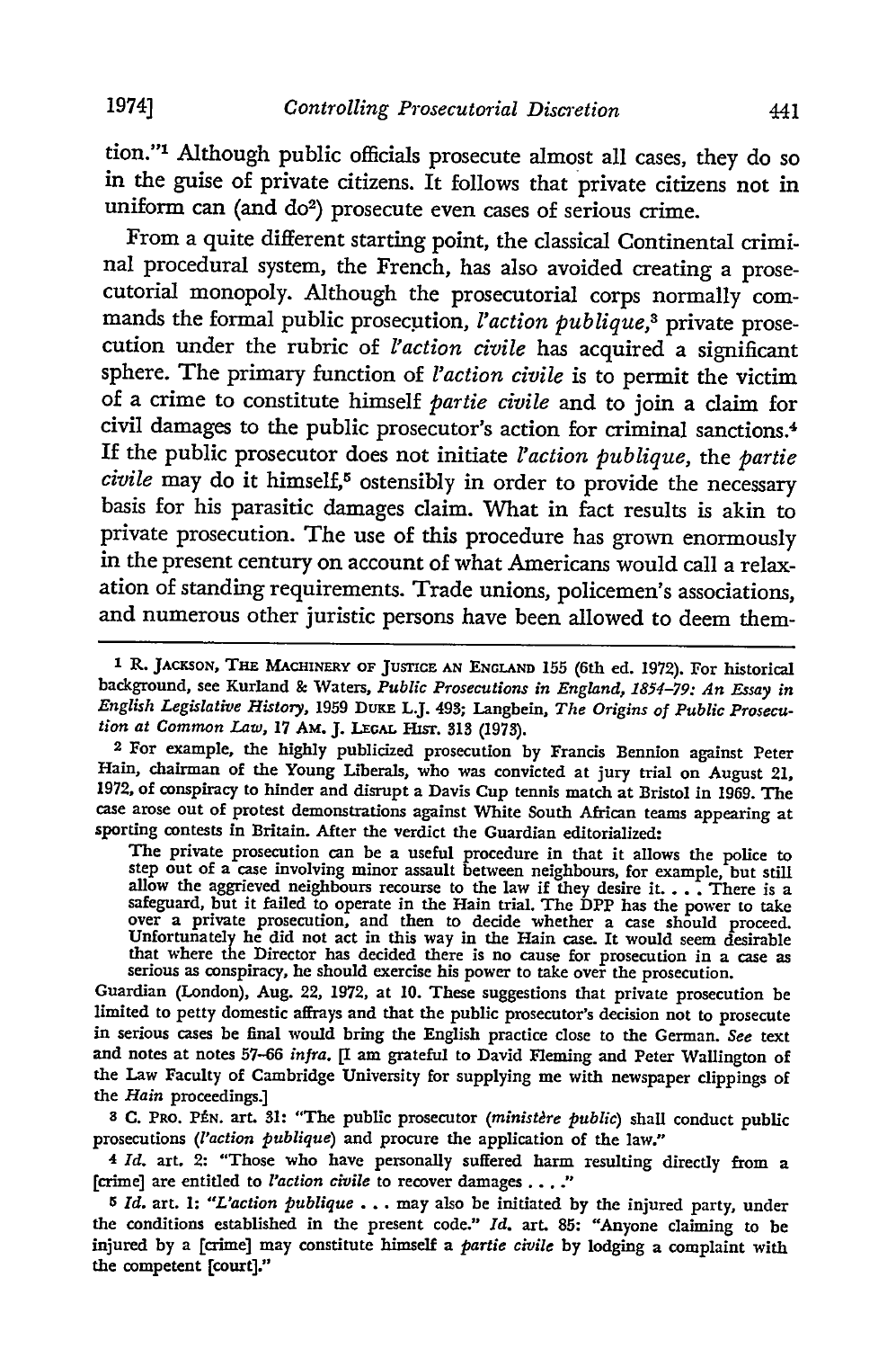tion."[1] Although public officials prosecute almost all cases, they do so in the guise of private citizens. It follows that private citizens not in uniform can (and do[2]) prosecute even cases of serious crime.

From a quite different starting point, the classical Continental criminal procedural system, the French, has also avoided creating a prosecutorial monopoly. Although the prosecutorial corps normally commands the formal public prosecution, *l'action publique*,[3] private prosecution under the rubric of *l'action civile* has acquired a significant sphere. The primary function of *l'action civile* is to permit the victim of a crime to constitute himself *partie civile* and to join a claim for civil damages to the public prosecutor's action for criminal sanctions.[4] If the public prosecutor does not initiate *l'action publique*, the *partie civile* may do it himself,[5] ostensibly in order to provide the necessary basis for his parasitic damages claim. What in fact results is akin to private prosecution. The use of this procedure has grown enormously in the present century on account of what Americans would call a relaxation of standing requirements. Trade unions, policemen's associations, and numerous other juristic persons have been allowed to deem them-

---

[1] R. JACKSON, THE MACHINERY OF JUSTICE AN ENGLAND 155 (6th ed. 1972). For historical background, see Kurland & Waters, *Public Prosecutions in England, 1854–79: An Essay in English Legislative History*, 1959 DUKE L.J. 493; Langbein, *The Origins of Public Prosecution at Common Law*, 17 AM. J. LEGAL HIST. 313 (1973).

[2] For example, the highly publicized prosecution by Francis Bennion against Peter Hain, chairman of the Young Liberals, who was convicted at jury trial on August 21, 1972, of conspiracy to hinder and disrupt a Davis Cup tennis match at Bristol in 1969. The case arose out of protest demonstrations against White South African teams appearing at sporting contests in Britain. After the verdict the Guardian editorialized:

> The private prosecution can be a useful procedure in that it allows the police to step out of a case involving minor assault between neighbours, for example, but still allow the aggrieved neighbours recourse to the law if they desire it. . . . There is a safeguard, but it failed to operate in the Hain trial. The DPP has the power to take over a private prosecution, and then to decide whether a case should proceed. Unfortunately he did not act in this way in the Hain case. It would seem desirable that where the Director has decided there is no cause for prosecution in a case as serious as conspiracy, he should exercise his power to take over the prosecution.

Guardian (London), Aug. 22, 1972, at 10. These suggestions that private prosecution be limited to petty domestic affrays and that the public prosecutor's decision not to prosecute in serious cases be final would bring the English practice close to the German. *See* text and notes at notes 57–66 *infra*. [I am grateful to David Fleming and Peter Wallington of the Law Faculty of Cambridge University for supplying me with newspaper clippings of the *Hain* proceedings.]

[3] C. PRO. PÉN. art. 31: "The public prosecutor (*ministère public*) shall conduct public prosecutions (*l'action publique*) and procure the application of the law."

[4] *Id.* art. 2: "Those who have personally suffered harm resulting directly from a [crime] are entitled to *l'action civile* to recover damages . . . ."

[5] *Id.* art. 1: "*L'action publique* . . . may also be initiated by the injured party, under the conditions established in the present code." *Id.* art. 85: "Anyone claiming to be injured by a [crime] may constitute himself a *partie civile* by lodging a complaint with the competent [court]."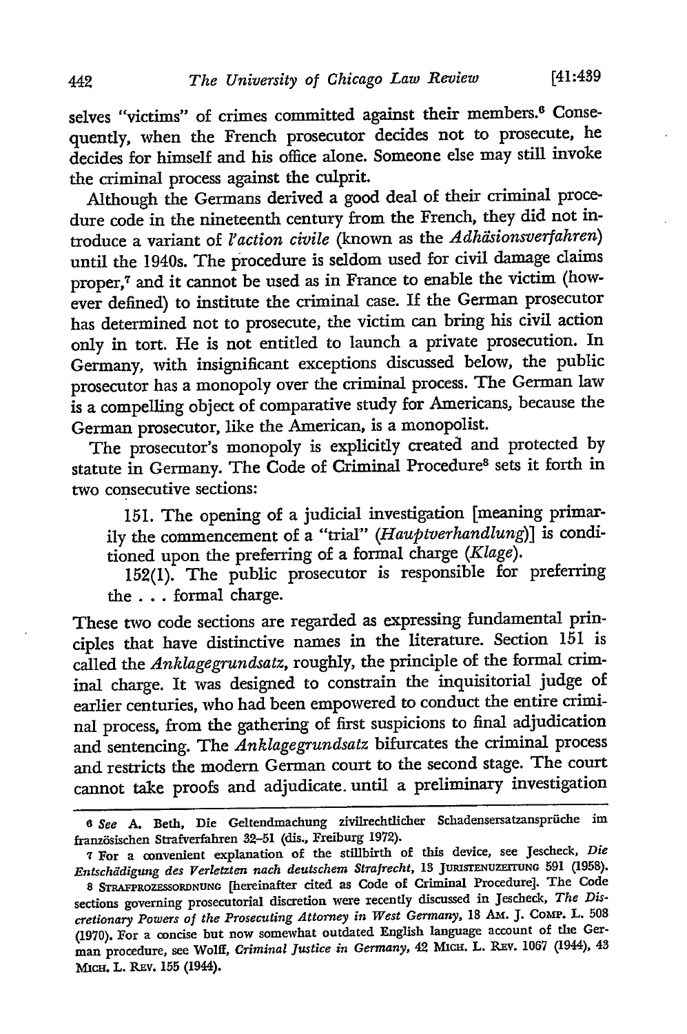selves "victims" of crimes committed against their members.[6] Consequently, when the French prosecutor decides not to prosecute, he decides for himself and his office alone. Someone else may still invoke the criminal process against the culprit.

Although the Germans derived a good deal of their criminal procedure code in the nineteenth century from the French, they did not introduce a variant of *l'action civile* (known as the *Adhäsionsverfahren*) until the 1940s. The procedure is seldom used for civil damage claims proper,[7] and it cannot be used as in France to enable the victim (however defined) to institute the criminal case. If the German prosecutor has determined not to prosecute, the victim can bring his civil action only in tort. He is not entitled to launch a private prosecution. In Germany, with insignificant exceptions discussed below, the public prosecutor has a monopoly over the criminal process. The German law is a compelling object of comparative study for Americans, because the German prosecutor, like the American, is a monopolist.

The prosecutor's monopoly is explicitly created and protected by statute in Germany. The Code of Criminal Procedure[8] sets it forth in two consecutive sections:

> 151. The opening of a judicial investigation [meaning primarily the commencement of a "trial" (*Hauptverhandlung*)] is conditioned upon the preferring of a formal charge (*Klage*).
>
> 152(1). The public prosecutor is responsible for preferring the . . . formal charge.

These two code sections are regarded as expressing fundamental principles that have distinctive names in the literature. Section 151 is called the *Anklagegrundsatz*, roughly, the principle of the formal criminal charge. It was designed to constrain the inquisitorial judge of earlier centuries, who had been empowered to conduct the entire criminal process, from the gathering of first suspicions to final adjudication and sentencing. The *Anklagegrundsatz* bifurcates the criminal process and restricts the modern German court to the second stage. The court cannot take proofs and adjudicate until a preliminary investigation

---

6 *See* A. Beth, Die Geltendmachung zivilrechtlicher Schadensersatzansprüche im französischen Strafverfahren 32–51 (dis., Freiburg 1972).

7 For a convenient explanation of the stillbirth of this device, see Jescheck, *Die Entschädigung des Verletzten nach deutschem Strafrecht*, 13 JURISTENUZEITUNG 591 (1958).

8 STRAFPROZESSORDNUNG [hereinafter cited as Code of Criminal Procedure]. The Code sections governing prosecutorial discretion were recently discussed in Jescheck, *The Discretionary Powers of the Prosecuting Attorney in West Germany*, 18 AM. J. COMP. L. 508 (1970). For a concise but now somewhat outdated English language account of the German procedure, see Wolff, *Criminal Justice in Germany*, 42 MICH. L. REV. 1067 (1944), 43 MICH. L. REV. 155 (1944).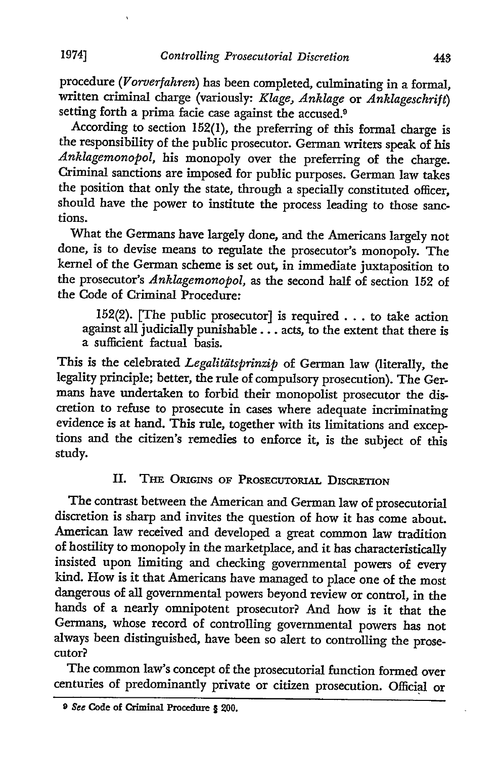procedure (*Vorverfahren*) has been completed, culminating in a formal, written criminal charge (variously: *Klage, Anklage* or *Anklageschrift*) setting forth a prima facie case against the accused.[9]

According to section 152(1), the preferring of this formal charge is the responsibility of the public prosecutor. German writers speak of his *Anklagemonopol*, his monopoly over the preferring of the charge. Criminal sanctions are imposed for public purposes. German law takes the position that only the state, through a specially constituted officer, should have the power to institute the process leading to those sanctions.

What the Germans have largely done, and the Americans largely not done, is to devise means to regulate the prosecutor's monopoly. The kernel of the German scheme is set out, in immediate juxtaposition to the prosecutor's *Anklagemonopol*, as the second half of section 152 of the Code of Criminal Procedure:

> 152(2). [The public prosecutor] is required . . . to take action against all judicially punishable . . . acts, to the extent that there is a sufficient factual basis.

This is the celebrated *Legalitätsprinzip* of German law (literally, the legality principle; better, the rule of compulsory prosecution). The Germans have undertaken to forbid their monopolist prosecutor the discretion to refuse to prosecute in cases where adequate incriminating evidence is at hand. This rule, together with its limitations and exceptions and the citizen's remedies to enforce it, is the subject of this study.

## II. The Origins of Prosecutorial Discretion

The contrast between the American and German law of prosecutorial discretion is sharp and invites the question of how it has come about. American law received and developed a great common law tradition of hostility to monopoly in the marketplace, and it has characteristically insisted upon limiting and checking governmental powers of every kind. How is it that Americans have managed to place one of the most dangerous of all governmental powers beyond review or control, in the hands of a nearly omnipotent prosecutor? And how is it that the Germans, whose record of controlling governmental powers has not always been distinguished, have been so alert to controlling the prosecutor?

The common law's concept of the prosecutorial function formed over centuries of predominantly private or citizen prosecution. Official or

---

[9] *See* Code of Criminal Procedure § 200.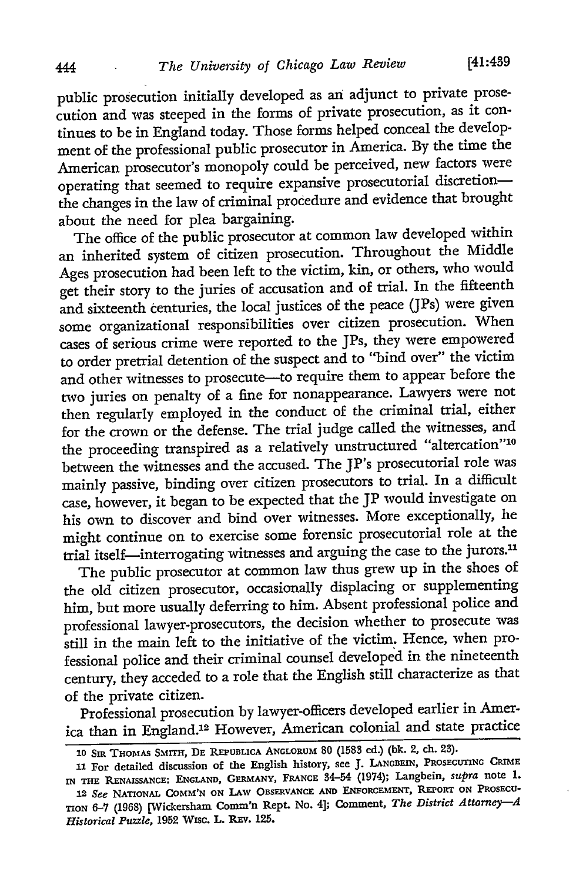public prosecution initially developed as an adjunct to private prosecution and was steeped in the forms of private prosecution, as it continues to be in England today. Those forms helped conceal the development of the professional public prosecutor in America. By the time the American prosecutor's monopoly could be perceived, new factors were operating that seemed to require expansive prosecutorial discretion—the changes in the law of criminal procedure and evidence that brought about the need for plea bargaining.

The office of the public prosecutor at common law developed within an inherited system of citizen prosecution. Throughout the Middle Ages prosecution had been left to the victim, kin, or others, who would get their story to the juries of accusation and of trial. In the fifteenth and sixteenth centuries, the local justices of the peace (JPs) were given some organizational responsibilities over citizen prosecution. When cases of serious crime were reported to the JPs, they were empowered to order pretrial detention of the suspect and to "bind over" the victim and other witnesses to prosecute—to require them to appear before the two juries on penalty of a fine for nonappearance. Lawyers were not then regularly employed in the conduct of the criminal trial, either for the crown or the defense. The trial judge called the witnesses, and the proceeding transpired as a relatively unstructured "altercation"[10] between the witnesses and the accused. The JP's prosecutorial role was mainly passive, binding over citizen prosecutors to trial. In a difficult case, however, it began to be expected that the JP would investigate on his own to discover and bind over witnesses. More exceptionally, he might continue on to exercise some forensic prosecutorial role at the trial itself—interrogating witnesses and arguing the case to the jurors.[11]

The public prosecutor at common law thus grew up in the shoes of the old citizen prosecutor, occasionally displacing or supplementing him, but more usually deferring to him. Absent professional police and professional lawyer-prosecutors, the decision whether to prosecute was still in the main left to the initiative of the victim. Hence, when professional police and their criminal counsel developed in the nineteenth century, they acceded to a role that the English still characterize as that of the private citizen.

Professional prosecution by lawyer-officers developed earlier in America than in England.[12] However, American colonial and state practice

---

10 Sir Thomas Smith, De Republica Anglorum 80 (1583 ed.) (bk. 2, ch. 23).

11 For detailed discussion of the English history, see J. Langbein, Prosecuting Crime in the Renaissance: England, Germany, France 34-54 (1974); Langbein, *supra* note 1.

12 *See* National Comm'n on Law Observance and Enforcement, Report on Prosecution 6-7 (1968) [Wickersham Comm'n Rept. No. 4]; Comment, *The District Attorney—A Historical Puzzle*, 1952 Wisc. L. Rev. 125.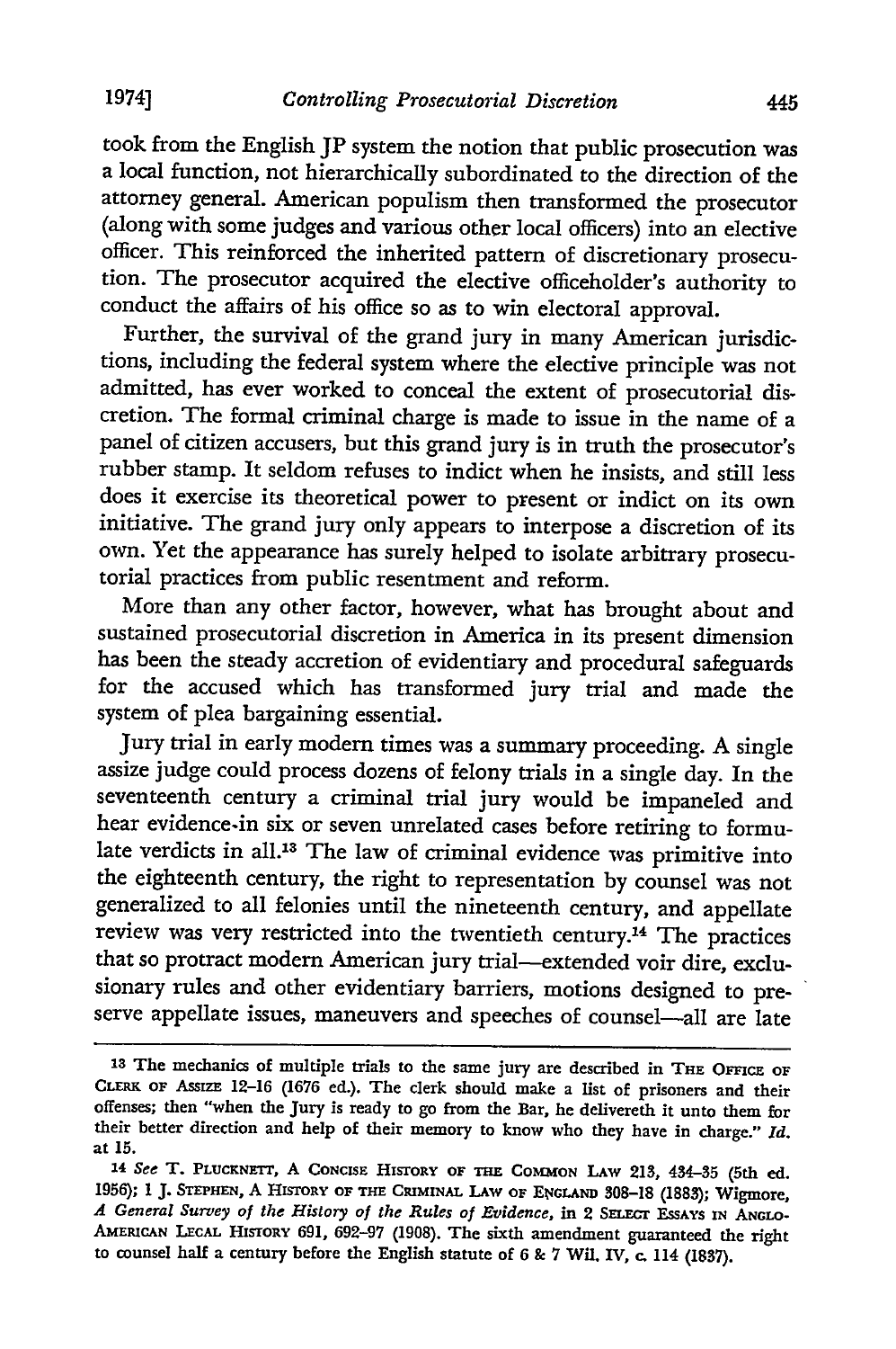took from the English JP system the notion that public prosecution was a local function, not hierarchically subordinated to the direction of the attorney general. American populism then transformed the prosecutor (along with some judges and various other local officers) into an elective officer. This reinforced the inherited pattern of discretionary prosecution. The prosecutor acquired the elective officeholder's authority to conduct the affairs of his office so as to win electoral approval.

Further, the survival of the grand jury in many American jurisdictions, including the federal system where the elective principle was not admitted, has ever worked to conceal the extent of prosecutorial discretion. The formal criminal charge is made to issue in the name of a panel of citizen accusers, but this grand jury is in truth the prosecutor's rubber stamp. It seldom refuses to indict when he insists, and still less does it exercise its theoretical power to present or indict on its own initiative. The grand jury only appears to interpose a discretion of its own. Yet the appearance has surely helped to isolate arbitrary prosecutorial practices from public resentment and reform.

More than any other factor, however, what has brought about and sustained prosecutorial discretion in America in its present dimension has been the steady accretion of evidentiary and procedural safeguards for the accused which has transformed jury trial and made the system of plea bargaining essential.

Jury trial in early modern times was a summary proceeding. A single assize judge could process dozens of felony trials in a single day. In the seventeenth century a criminal trial jury would be impaneled and hear evidence in six or seven unrelated cases before retiring to formulate verdicts in all.[13] The law of criminal evidence was primitive into the eighteenth century, the right to representation by counsel was not generalized to all felonies until the nineteenth century, and appellate review was very restricted into the twentieth century.[14] The practices that so protract modern American jury trial—extended voir dire, exclusionary rules and other evidentiary barriers, motions designed to preserve appellate issues, maneuvers and speeches of counsel—all are late

---

[13] The mechanics of multiple trials to the same jury are described in THE OFFICE OF CLERK OF ASSIZE 12-16 (1676 ed.). The clerk should make a list of prisoners and their offenses; then "when the Jury is ready to go from the Bar, he delivereth it unto them for their better direction and help of their memory to know who they have in charge." *Id.* at 15.

[14] *See* T. PLUCKNETT, A CONCISE HISTORY OF THE COMMON LAW 213, 434-35 (5th ed. 1956); 1 J. STEPHEN, A HISTORY OF THE CRIMINAL LAW OF ENGLAND 308-18 (1883); Wigmore, *A General Survey of the History of the Rules of Evidence*, in 2 SELECT ESSAYS IN ANGLO-AMERICAN LEGAL HISTORY 691, 692-97 (1908). The sixth amendment guaranteed the right to counsel half a century before the English statute of 6 & 7 Wil. IV, c. 114 (1837).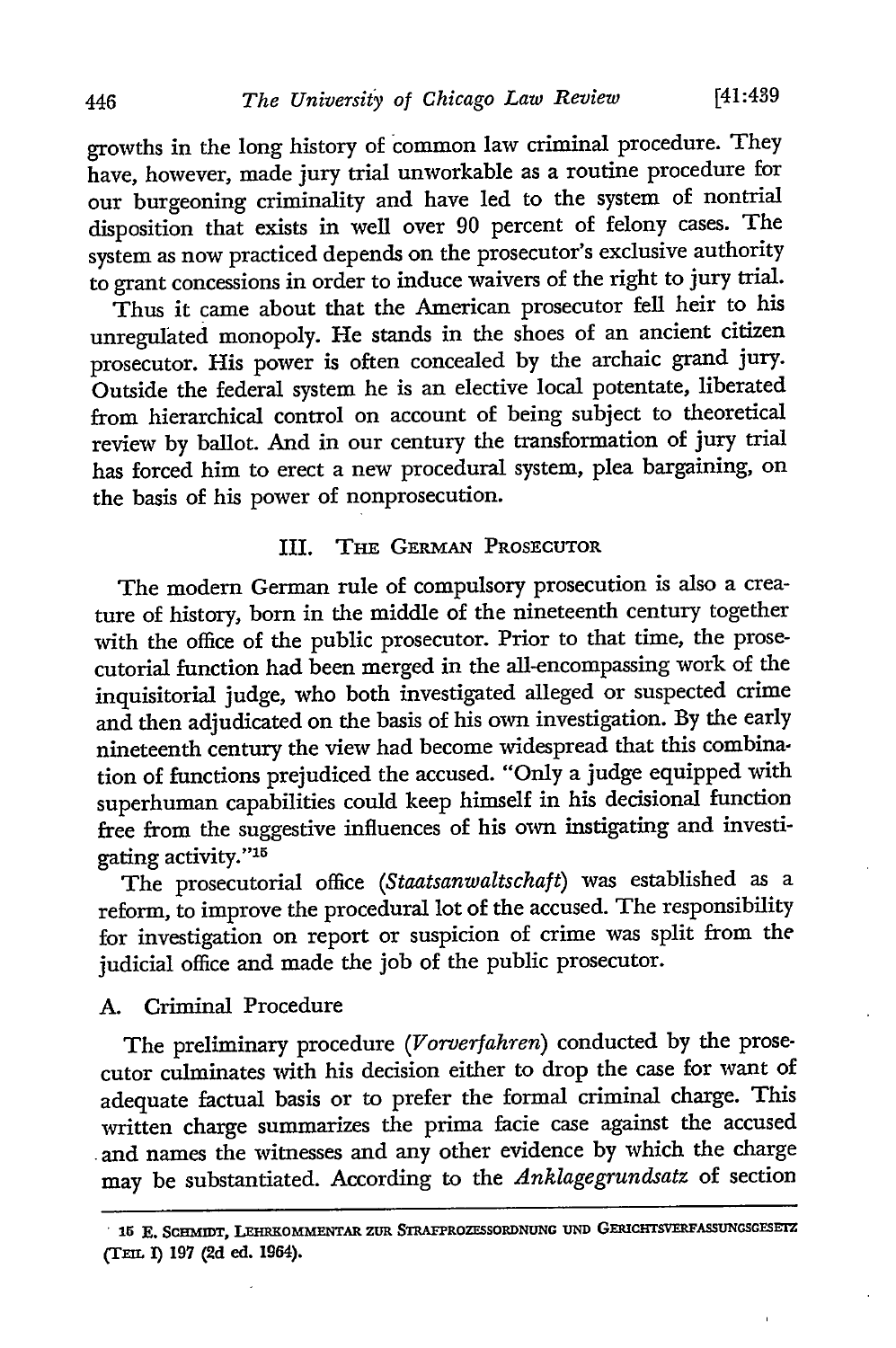growths in the long history of common law criminal procedure. They have, however, made jury trial unworkable as a routine procedure for our burgeoning criminality and have led to the system of nontrial disposition that exists in well over 90 percent of felony cases. The system as now practiced depends on the prosecutor's exclusive authority to grant concessions in order to induce waivers of the right to jury trial.

Thus it came about that the American prosecutor fell heir to his unregulated monopoly. He stands in the shoes of an ancient citizen prosecutor. His power is often concealed by the archaic grand jury. Outside the federal system he is an elective local potentate, liberated from hierarchical control on account of being subject to theoretical review by ballot. And in our century the transformation of jury trial has forced him to erect a new procedural system, plea bargaining, on the basis of his power of nonprosecution.

## III. The German Prosecutor

The modern German rule of compulsory prosecution is also a creature of history, born in the middle of the nineteenth century together with the office of the public prosecutor. Prior to that time, the prosecutorial function had been merged in the all-encompassing work of the inquisitorial judge, who both investigated alleged or suspected crime and then adjudicated on the basis of his own investigation. By the early nineteenth century the view had become widespread that this combination of functions prejudiced the accused. "Only a judge equipped with superhuman capabilities could keep himself in his decisional function free from the suggestive influences of his own instigating and investigating activity."[15]

The prosecutorial office (*Staatsanwaltschaft*) was established as a reform, to improve the procedural lot of the accused. The responsibility for investigation on report or suspicion of crime was split from the judicial office and made the job of the public prosecutor.

### A. Criminal Procedure

The preliminary procedure (*Vorverfahren*) conducted by the prosecutor culminates with his decision either to drop the case for want of adequate factual basis or to prefer the formal criminal charge. This written charge summarizes the prima facie case against the accused and names the witnesses and any other evidence by which the charge may be substantiated. According to the *Anklagegrundsatz* of section

---

15 E. Schmidt, Lehrkommentar zur Strafprozessordnung und Gerichtsverfassungsgesetz (Teil I) 197 (2d ed. 1964).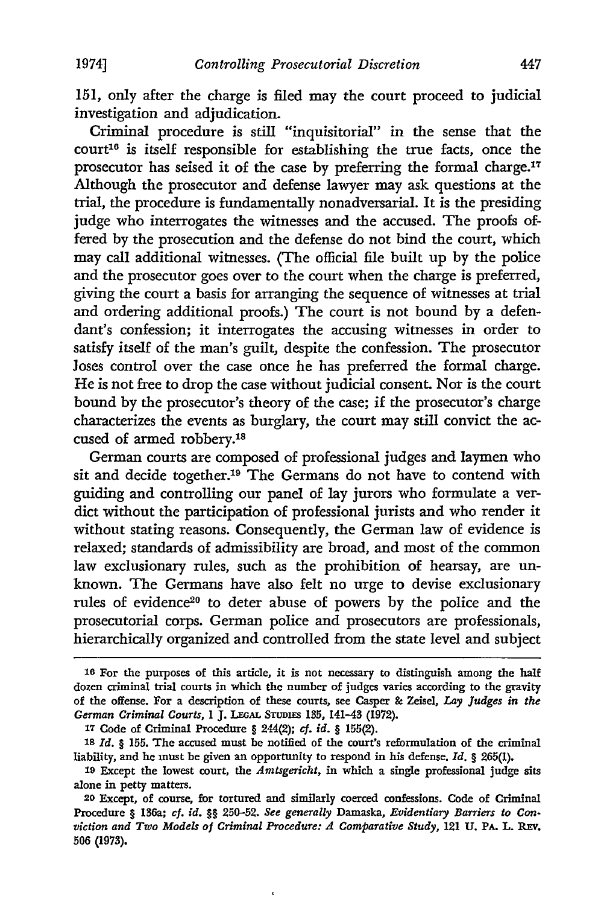151, only after the charge is filed may the court proceed to judicial investigation and adjudication.

Criminal procedure is still "inquisitorial" in the sense that the court[16] is itself responsible for establishing the true facts, once the prosecutor has seised it of the case by preferring the formal charge.[17] Although the prosecutor and defense lawyer may ask questions at the trial, the procedure is fundamentally nonadversarial. It is the presiding judge who interrogates the witnesses and the accused. The proofs offered by the prosecution and the defense do not bind the court, which may call additional witnesses. (The official file built up by the police and the prosecutor goes over to the court when the charge is preferred, giving the court a basis for arranging the sequence of witnesses at trial and ordering additional proofs.) The court is not bound by a defendant's confession; it interrogates the accusing witnesses in order to satisfy itself of the man's guilt, despite the confession. The prosecutor loses control over the case once he has preferred the formal charge. He is not free to drop the case without judicial consent. Nor is the court bound by the prosecutor's theory of the case; if the prosecutor's charge characterizes the events as burglary, the court may still convict the accused of armed robbery.[18]

German courts are composed of professional judges and laymen who sit and decide together.[19] The Germans do not have to contend with guiding and controlling our panel of lay jurors who formulate a verdict without the participation of professional jurists and who render it without stating reasons. Consequently, the German law of evidence is relaxed; standards of admissibility are broad, and most of the common law exclusionary rules, such as the prohibition of hearsay, are unknown. The Germans have also felt no urge to devise exclusionary rules of evidence[20] to deter abuse of powers by the police and the prosecutorial corps. German police and prosecutors are professionals, hierarchically organized and controlled from the state level and subject

---

[16] For the purposes of this article, it is not necessary to distinguish among the half dozen criminal trial courts in which the number of judges varies according to the gravity of the offense. For a description of these courts, see Casper & Zeisel, *Lay Judges in the German Criminal Courts*, 1 J. LEGAL STUDIES 135, 141-43 (1972).

[17] Code of Criminal Procedure § 244(2); *cf. id.* § 155(2).

[18] *Id.* § 155. The accused must be notified of the court's reformulation of the criminal liability, and he must be given an opportunity to respond in his defense. *Id.* § 265(1).

[19] Except the lowest court, the *Amtsgericht*, in which a single professional judge sits alone in petty matters.

[20] Except, of course, for tortured and similarly coerced confessions. Code of Criminal Procedure § 136a; *cf. id.* §§ 250-52. *See generally* Damaska, *Evidentiary Barriers to Conviction and Two Models of Criminal Procedure: A Comparative Study*, 121 U. PA. L. REV. 506 (1973).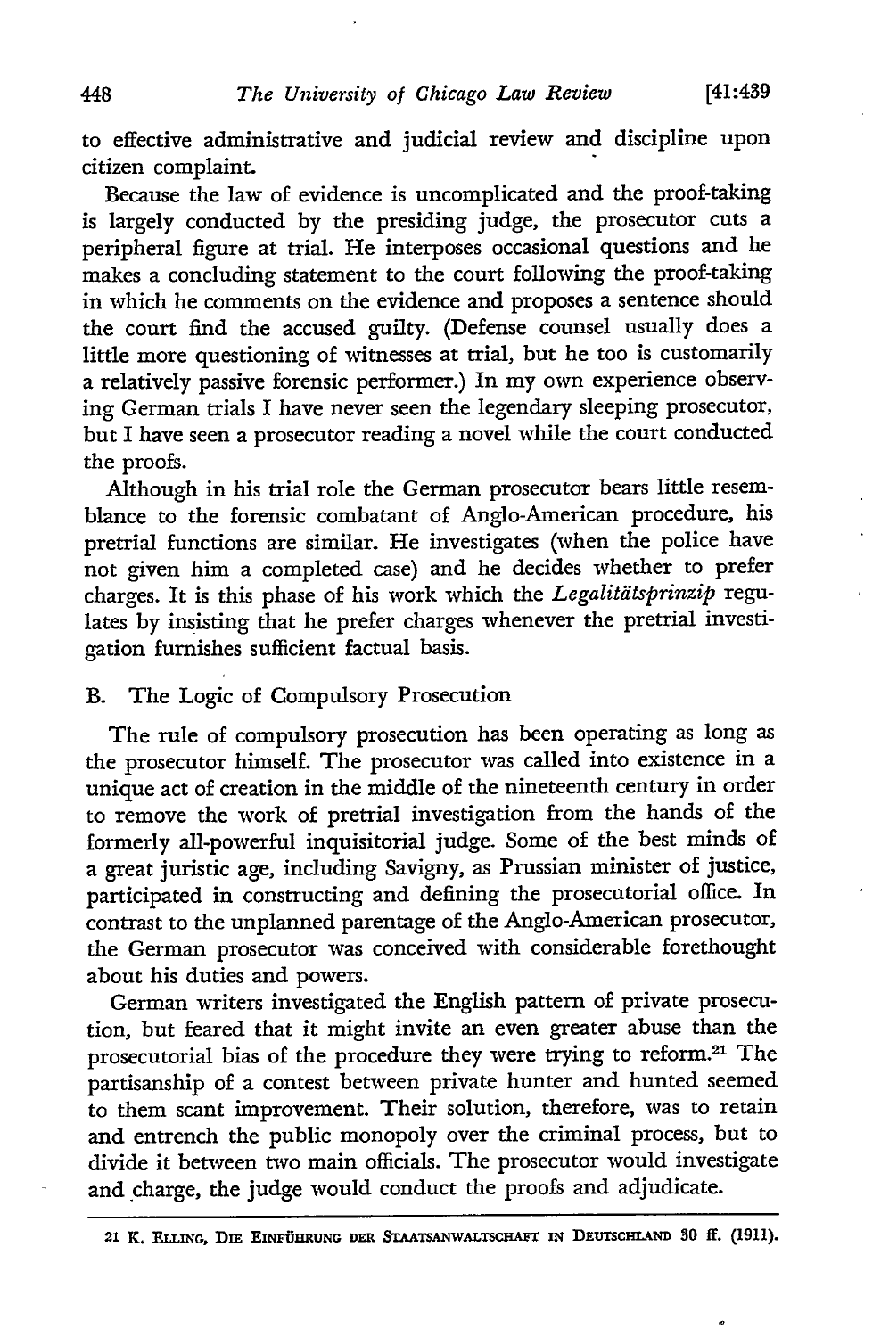to effective administrative and judicial review and discipline upon citizen complaint.

Because the law of evidence is uncomplicated and the proof-taking is largely conducted by the presiding judge, the prosecutor cuts a peripheral figure at trial. He interposes occasional questions and he makes a concluding statement to the court following the proof-taking in which he comments on the evidence and proposes a sentence should the court find the accused guilty. (Defense counsel usually does a little more questioning of witnesses at trial, but he too is customarily a relatively passive forensic performer.) In my own experience observing German trials I have never seen the legendary sleeping prosecutor, but I have seen a prosecutor reading a novel while the court conducted the proofs.

Although in his trial role the German prosecutor bears little resemblance to the forensic combatant of Anglo-American procedure, his pretrial functions are similar. He investigates (when the police have not given him a completed case) and he decides whether to prefer charges. It is this phase of his work which the *Legalitätsprinzip* regulates by insisting that he prefer charges whenever the pretrial investigation furnishes sufficient factual basis.

## B. The Logic of Compulsory Prosecution

The rule of compulsory prosecution has been operating as long as the prosecutor himself. The prosecutor was called into existence in a unique act of creation in the middle of the nineteenth century in order to remove the work of pretrial investigation from the hands of the formerly all-powerful inquisitorial judge. Some of the best minds of a great juristic age, including Savigny, as Prussian minister of justice, participated in constructing and defining the prosecutorial office. In contrast to the unplanned parentage of the Anglo-American prosecutor, the German prosecutor was conceived with considerable forethought about his duties and powers.

German writers investigated the English pattern of private prosecution, but feared that it might invite an even greater abuse than the prosecutorial bias of the procedure they were trying to reform.[21] The partisanship of a contest between private hunter and hunted seemed to them scant improvement. Their solution, therefore, was to retain and entrench the public monopoly over the criminal process, but to divide it between two main officials. The prosecutor would investigate and charge, the judge would conduct the proofs and adjudicate.

---

21 K. Elling, Die Einführung der Staatsanwaltschaft in Deutschland 30 ff. (1911).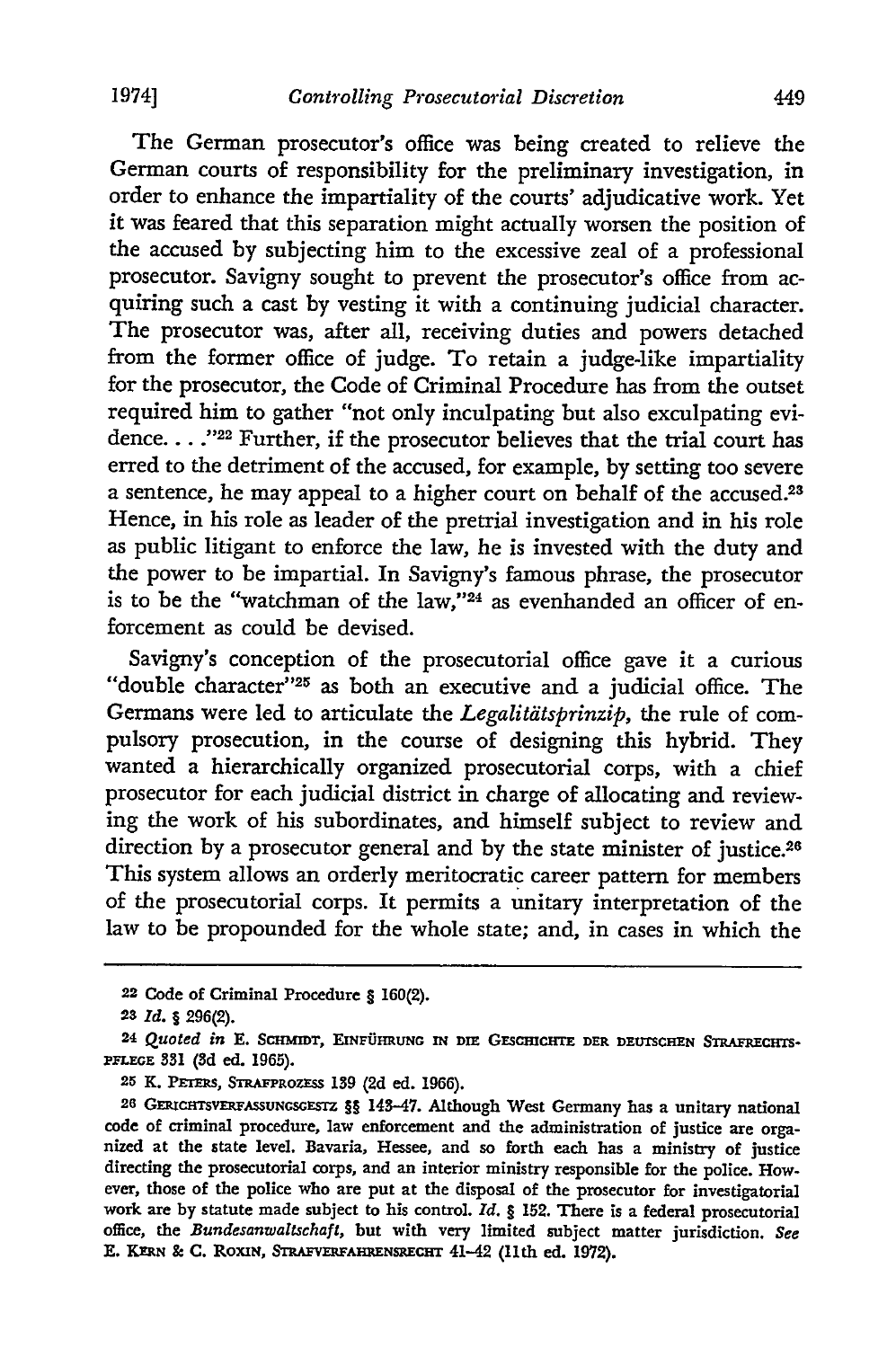The German prosecutor's office was being created to relieve the German courts of responsibility for the preliminary investigation, in order to enhance the impartiality of the courts' adjudicative work. Yet it was feared that this separation might actually worsen the position of the accused by subjecting him to the excessive zeal of a professional prosecutor. Savigny sought to prevent the prosecutor's office from acquiring such a cast by vesting it with a continuing judicial character. The prosecutor was, after all, receiving duties and powers detached from the former office of judge. To retain a judge-like impartiality for the prosecutor, the Code of Criminal Procedure has from the outset required him to gather "not only inculpating but also exculpating evidence. . . ."[22] Further, if the prosecutor believes that the trial court has erred to the detriment of the accused, for example, by setting too severe a sentence, he may appeal to a higher court on behalf of the accused.[23] Hence, in his role as leader of the pretrial investigation and in his role as public litigant to enforce the law, he is invested with the duty and the power to be impartial. In Savigny's famous phrase, the prosecutor is to be the "watchman of the law,"[24] as evenhanded an officer of enforcement as could be devised.

Savigny's conception of the prosecutorial office gave it a curious "double character"[25] as both an executive and a judicial office. The Germans were led to articulate the *Legalitätsprinzip*, the rule of compulsory prosecution, in the course of designing this hybrid. They wanted a hierarchically organized prosecutorial corps, with a chief prosecutor for each judicial district in charge of allocating and reviewing the work of his subordinates, and himself subject to review and direction by a prosecutor general and by the state minister of justice.[26] This system allows an orderly meritocratic career pattern for members of the prosecutorial corps. It permits a unitary interpretation of the law to be propounded for the whole state; and, in cases in which the

---

22 Code of Criminal Procedure § 160(2).

23 *Id.* § 296(2).

24 *Quoted in* E. Schmidt, Einführung in die Geschichte der deutschen Strafrechtspflege 331 (3d ed. 1965).

25 K. Peters, Strafprozess 139 (2d ed. 1966).

26 Gerichtsverfassungsgestz §§ 143-47. Although West Germany has a unitary national code of criminal procedure, law enforcement and the administration of justice are organized at the state level. Bavaria, Hessee, and so forth each has a ministry of justice directing the prosecutorial corps, and an interior ministry responsible for the police. However, those of the police who are put at the disposal of the prosecutor for investigatorial work are by statute made subject to his control. *Id.* § 152. There is a federal prosecutorial office, the *Bundesanwaltschaft*, but with very limited subject matter jurisdiction. *See* E. Kern & C. Roxin, Strafverfahrensrecht 41-42 (11th ed. 1972).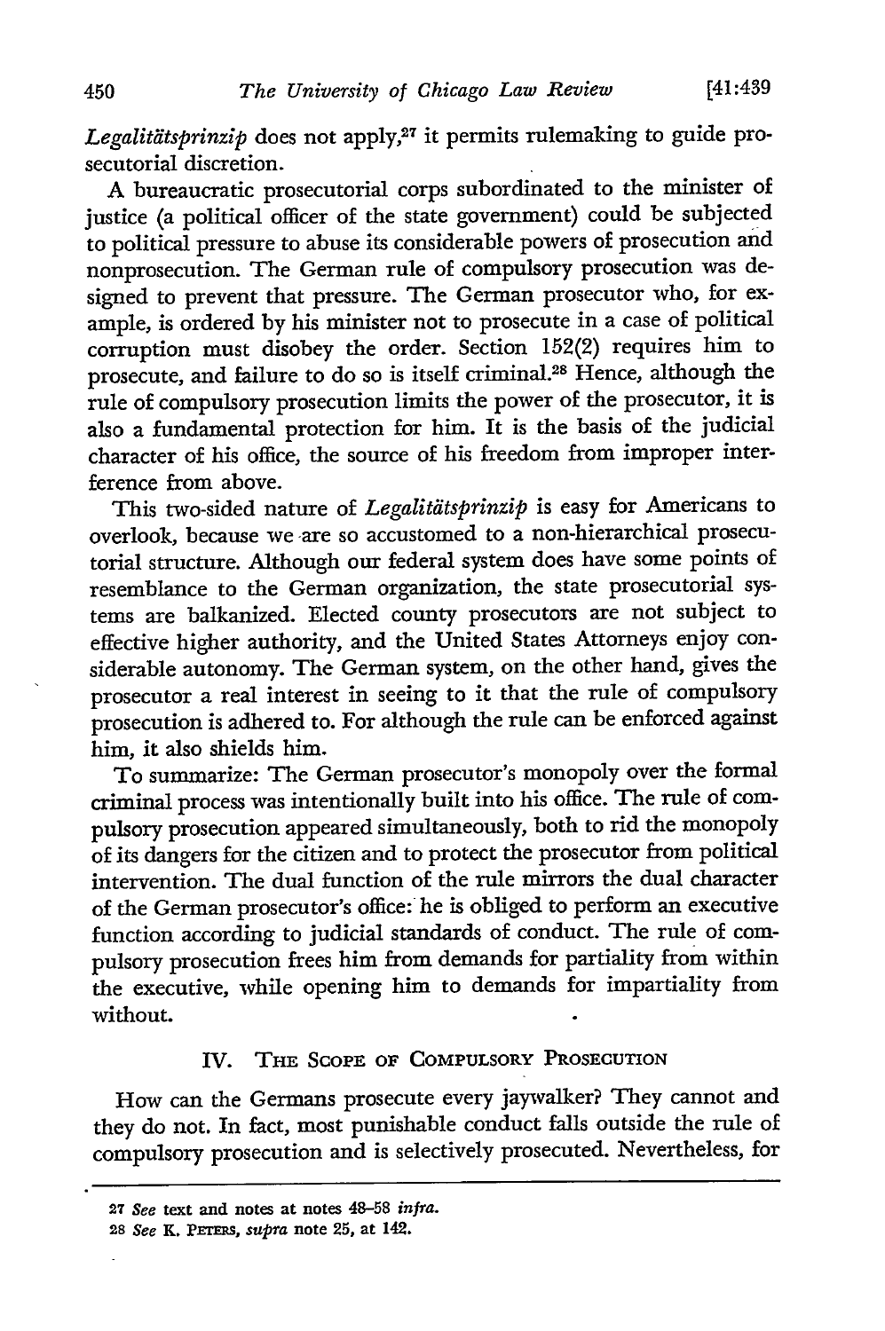*Legalitätsprinzip* does not apply,[27] it permits rulemaking to guide prosecutorial discretion.

A bureaucratic prosecutorial corps subordinated to the minister of justice (a political officer of the state government) could be subjected to political pressure to abuse its considerable powers of prosecution and nonprosecution. The German rule of compulsory prosecution was designed to prevent that pressure. The German prosecutor who, for example, is ordered by his minister not to prosecute in a case of political corruption must disobey the order. Section 152(2) requires him to prosecute, and failure to do so is itself criminal.[28] Hence, although the rule of compulsory prosecution limits the power of the prosecutor, it is also a fundamental protection for him. It is the basis of the judicial character of his office, the source of his freedom from improper interference from above.

This two-sided nature of *Legalitätsprinzip* is easy for Americans to overlook, because we are so accustomed to a non-hierarchical prosecutorial structure. Although our federal system does have some points of resemblance to the German organization, the state prosecutorial systems are balkanized. Elected county prosecutors are not subject to effective higher authority, and the United States Attorneys enjoy considerable autonomy. The German system, on the other hand, gives the prosecutor a real interest in seeing to it that the rule of compulsory prosecution is adhered to. For although the rule can be enforced against him, it also shields him.

To summarize: The German prosecutor's monopoly over the formal criminal process was intentionally built into his office. The rule of compulsory prosecution appeared simultaneously, both to rid the monopoly of its dangers for the citizen and to protect the prosecutor from political intervention. The dual function of the rule mirrors the dual character of the German prosecutor's office: he is obliged to perform an executive function according to judicial standards of conduct. The rule of compulsory prosecution frees him from demands for partiality from within the executive, while opening him to demands for impartiality from without.

## IV. The Scope of Compulsory Prosecution

How can the Germans prosecute every jaywalker? They cannot and they do not. In fact, most punishable conduct falls outside the rule of compulsory prosecution and is selectively prosecuted. Nevertheless, for

---

[27] *See* text and notes at notes 48–58 *infra*.

[28] *See* K. Peters, *supra* note 25, at 142.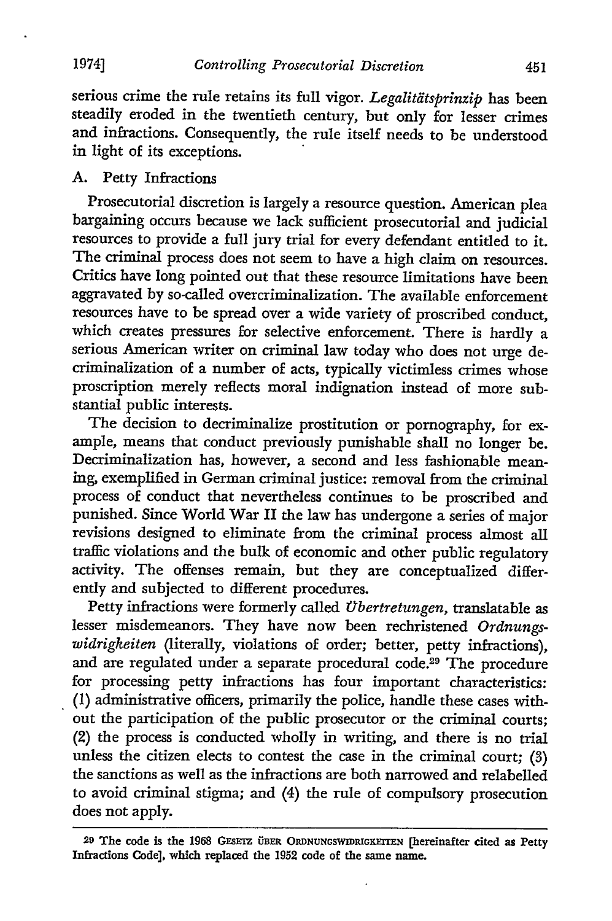serious crime the rule retains its full vigor. *Legalitätsprinzip* has been steadily eroded in the twentieth century, but only for lesser crimes and infractions. Consequently, the rule itself needs to be understood in light of its exceptions.

## A. Petty Infractions

Prosecutorial discretion is largely a resource question. American plea bargaining occurs because we lack sufficient prosecutorial and judicial resources to provide a full jury trial for every defendant entitled to it. The criminal process does not seem to have a high claim on resources. Critics have long pointed out that these resource limitations have been aggravated by so-called overcriminalization. The available enforcement resources have to be spread over a wide variety of proscribed conduct, which creates pressures for selective enforcement. There is hardly a serious American writer on criminal law today who does not urge decriminalization of a number of acts, typically victimless crimes whose proscription merely reflects moral indignation instead of more substantial public interests.

The decision to decriminalize prostitution or pornography, for example, means that conduct previously punishable shall no longer be. Decriminalization has, however, a second and less fashionable meaning, exemplified in German criminal justice: removal from the criminal process of conduct that nevertheless continues to be proscribed and punished. Since World War II the law has undergone a series of major revisions designed to eliminate from the criminal process almost all traffic violations and the bulk of economic and other public regulatory activity. The offenses remain, but they are conceptualized differently and subjected to different procedures.

Petty infractions were formerly called *Übertretungen*, translatable as lesser misdemeanors. They have now been rechristened *Ordnungswidrigkeiten* (literally, violations of order; better, petty infractions), and are regulated under a separate procedural code.[29] The procedure for processing petty infractions has four important characteristics: (1) administrative officers, primarily the police, handle these cases without the participation of the public prosecutor or the criminal courts; (2) the process is conducted wholly in writing, and there is no trial unless the citizen elects to contest the case in the criminal court; (3) the sanctions as well as the infractions are both narrowed and relabelled to avoid criminal stigma; and (4) the rule of compulsory prosecution does not apply.

---

[29] The code is the 1968 GESETZ ÜBER ORDNUNGSWIDRIGKEITEN [hereinafter cited as Petty Infractions Code], which replaced the 1952 code of the same name.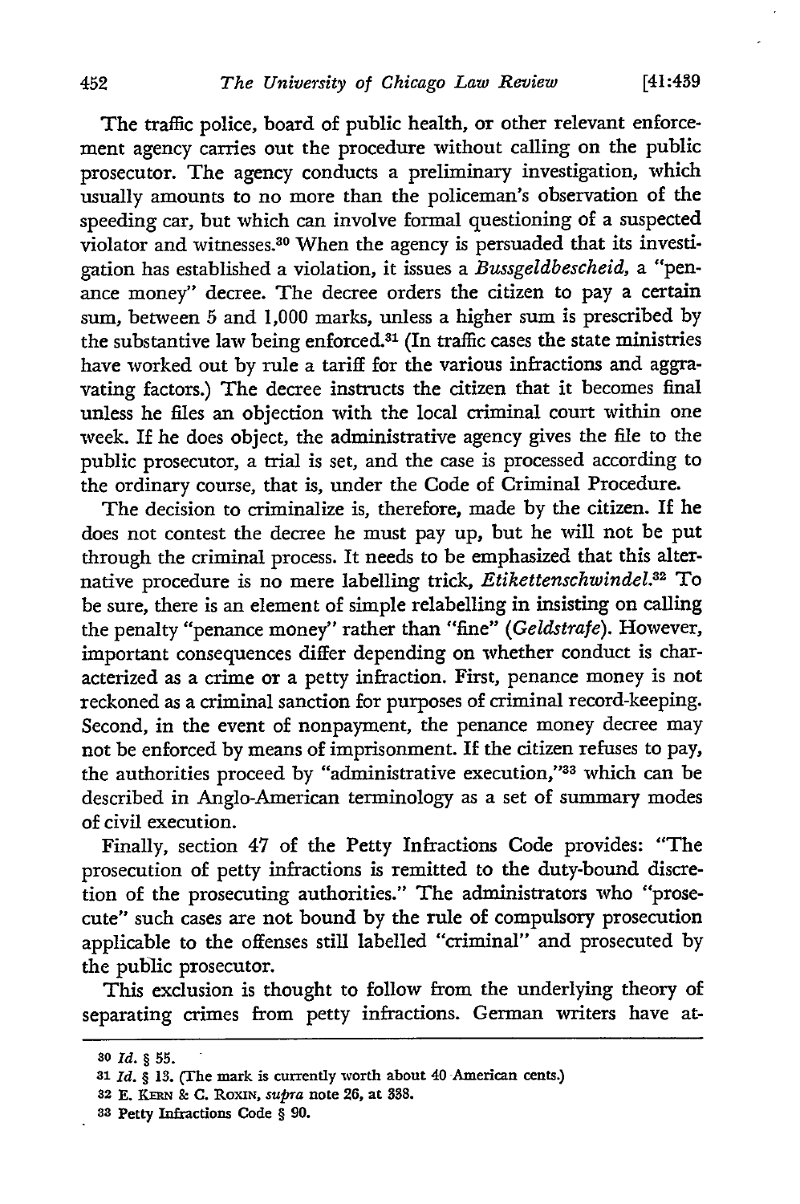The traffic police, board of public health, or other relevant enforcement agency carries out the procedure without calling on the public prosecutor. The agency conducts a preliminary investigation, which usually amounts to no more than the policeman's observation of the speeding car, but which can involve formal questioning of a suspected violator and witnesses.[30] When the agency is persuaded that its investigation has established a violation, it issues a *Bussgeldbescheid*, a "penance money" decree. The decree orders the citizen to pay a certain sum, between 5 and 1,000 marks, unless a higher sum is prescribed by the substantive law being enforced.[31] (In traffic cases the state ministries have worked out by rule a tariff for the various infractions and aggravating factors.) The decree instructs the citizen that it becomes final unless he files an objection with the local criminal court within one week. If he does object, the administrative agency gives the file to the public prosecutor, a trial is set, and the case is processed according to the ordinary course, that is, under the Code of Criminal Procedure.

The decision to criminalize is, therefore, made by the citizen. If he does not contest the decree he must pay up, but he will not be put through the criminal process. It needs to be emphasized that this alternative procedure is no mere labelling trick, *Etikettenschwindel*.[32] To be sure, there is an element of simple relabelling in insisting on calling the penalty "penance money" rather than "fine" (*Geldstrafe*). However, important consequences differ depending on whether conduct is characterized as a crime or a petty infraction. First, penance money is not reckoned as a criminal sanction for purposes of criminal record-keeping. Second, in the event of nonpayment, the penance money decree may not be enforced by means of imprisonment. If the citizen refuses to pay, the authorities proceed by "administrative execution,"[33] which can be described in Anglo-American terminology as a set of summary modes of civil execution.

Finally, section 47 of the Petty Infractions Code provides: "The prosecution of petty infractions is remitted to the duty-bound discretion of the prosecuting authorities." The administrators who "prosecute" such cases are not bound by the rule of compulsory prosecution applicable to the offenses still labelled "criminal" and prosecuted by the public prosecutor.

This exclusion is thought to follow from the underlying theory of separating crimes from petty infractions. German writers have at-

---

[30] *Id.* § 55.

[31] *Id.* § 13. (The mark is currently worth about 40 American cents.)

[32] E. Kern & C. Roxin, *supra* note 26, at 338.

[33] Petty Infractions Code § 90.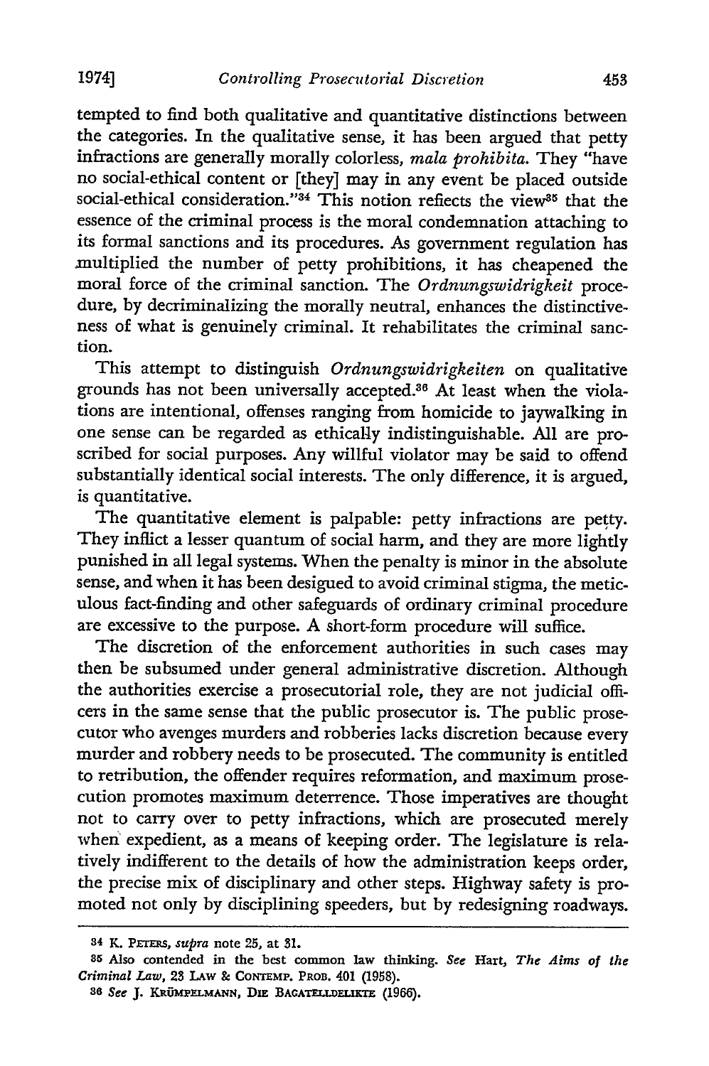tempted to find both qualitative and quantitative distinctions between the categories. In the qualitative sense, it has been argued that petty infractions are generally morally colorless, *mala prohibita*. They "have no social-ethical content or [they] may in any event be placed outside social-ethical consideration."[34] This notion reflects the view[35] that the essence of the criminal process is the moral condemnation attaching to its formal sanctions and its procedures. As government regulation has multiplied the number of petty prohibitions, it has cheapened the moral force of the criminal sanction. The *Ordnungswidrigkeit* procedure, by decriminalizing the morally neutral, enhances the distinctiveness of what is genuinely criminal. It rehabilitates the criminal sanction.

This attempt to distinguish *Ordnungswidrigkeiten* on qualitative grounds has not been universally accepted.[36] At least when the violations are intentional, offenses ranging from homicide to jaywalking in one sense can be regarded as ethically indistinguishable. All are proscribed for social purposes. Any willful violator may be said to offend substantially identical social interests. The only difference, it is argued, is quantitative.

The quantitative element is palpable: petty infractions are petty. They inflict a lesser quantum of social harm, and they are more lightly punished in all legal systems. When the penalty is minor in the absolute sense, and when it has been desigued to avoid criminal stigma, the meticulous fact-finding and other safeguards of ordinary criminal procedure are excessive to the purpose. A short-form procedure will suffice.

The discretion of the enforcement authorities in such cases may then be subsumed under general administrative discretion. Although the authorities exercise a prosecutorial role, they are not judicial officers in the same sense that the public prosecutor is. The public prosecutor who avenges murders and robberies lacks discretion because every murder and robbery needs to be prosecuted. The community is entitled to retribution, the offender requires reformation, and maximum prosecution promotes maximum deterrence. Those imperatives are thought not to carry over to petty infractions, which are prosecuted merely when expedient, as a means of keeping order. The legislature is relatively indifferent to the details of how the administration keeps order, the precise mix of disciplinary and other steps. Highway safety is promoted not only by disciplining speeders, but by redesigning roadways.

---

[34] K. PETERS, *supra* note 25, at 31.

[35] Also contended in the best common law thinking. *See* Hart, *The Aims of the Criminal Law*, 23 LAW & CONTEMP. PROB. 401 (1958).

[36] *See* J. KRÜMPELMANN, DIE BAGATELLDELIKTE (1966).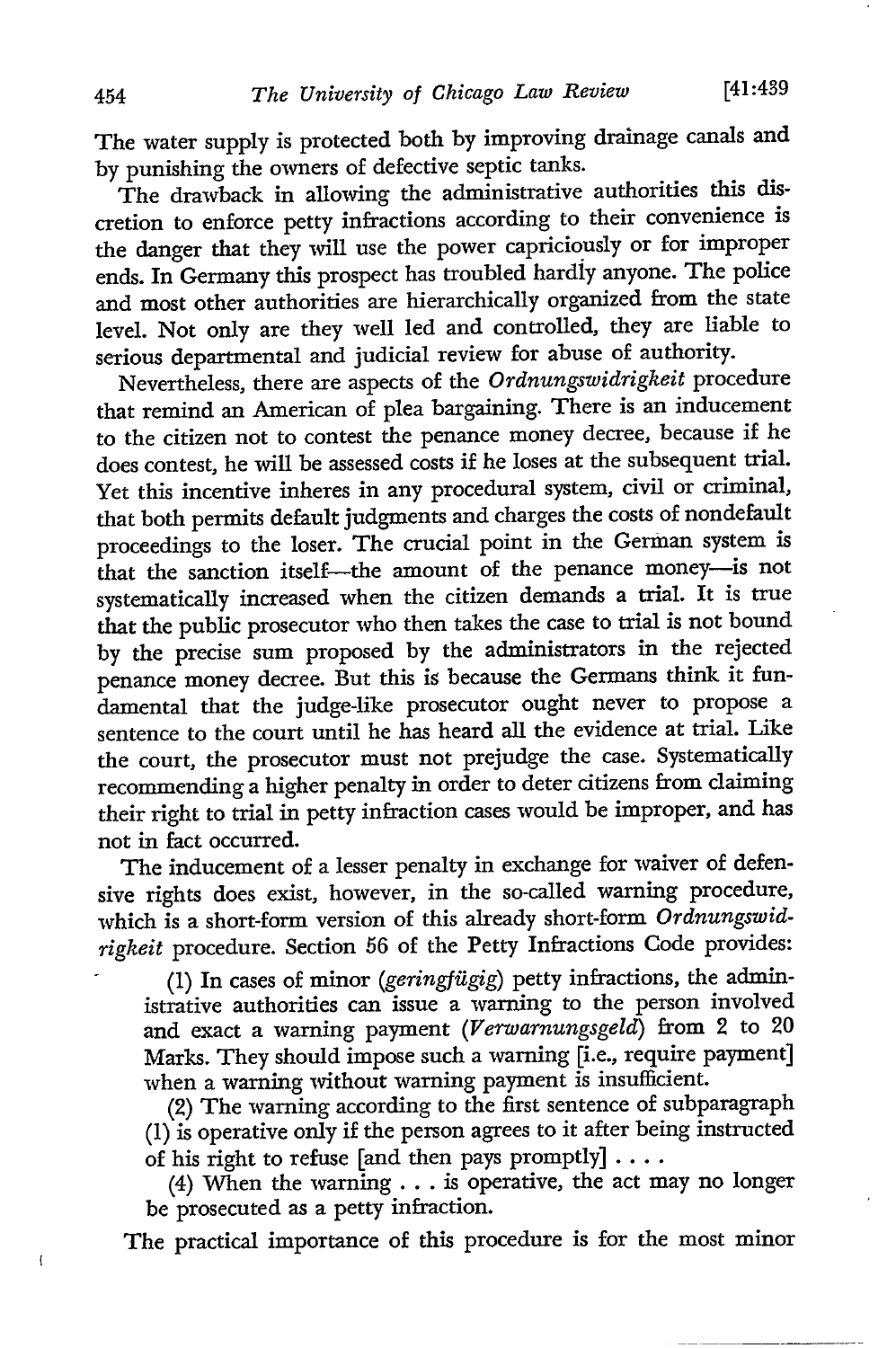The water supply is protected both by improving drainage canals and by punishing the owners of defective septic tanks.

The drawback in allowing the administrative authorities this discretion to enforce petty infractions according to their convenience is the danger that they will use the power capriciously or for improper ends. In Germany this prospect has troubled hardly anyone. The police and most other authorities are hierarchically organized from the state level. Not only are they well led and controlled, they are liable to serious departmental and judicial review for abuse of authority.

Nevertheless, there are aspects of the *Ordnungswidrigkeit* procedure that remind an American of plea bargaining. There is an inducement to the citizen not to contest the penance money decree, because if he does contest, he will be assessed costs if he loses at the subsequent trial. Yet this incentive inheres in any procedural system, civil or criminal, that both permits default judgments and charges the costs of nondefault proceedings to the loser. The crucial point in the German system is that the sanction itself—the amount of the penance money—is not systematically increased when the citizen demands a trial. It is true that the public prosecutor who then takes the case to trial is not bound by the precise sum proposed by the administrators in the rejected penance money decree. But this is because the Germans think it fundamental that the judge-like prosecutor ought never to propose a sentence to the court until he has heard all the evidence at trial. Like the court, the prosecutor must not prejudge the case. Systematically recommending a higher penalty in order to deter citizens from claiming their right to trial in petty infraction cases would be improper, and has not in fact occurred.

The inducement of a lesser penalty in exchange for waiver of defensive rights does exist, however, in the so-called warning procedure, which is a short-form version of this already short-form *Ordnungswidrigkeit* procedure. Section 56 of the Petty Infractions Code provides:

> (1) In cases of minor (*geringfügig*) petty infractions, the administrative authorities can issue a warning to the person involved and exact a warning payment (*Verwarnungsgeld*) from 2 to 20 Marks. They should impose such a warning [i.e., require payment] when a warning without warning payment is insufficient.
>
> (2) The warning according to the first sentence of subparagraph (1) is operative only if the person agrees to it after being instructed of his right to refuse [and then pays promptly] . . . .
>
> (4) When the warning . . . is operative, the act may no longer be prosecuted as a petty infraction.

The practical importance of this procedure is for the most minor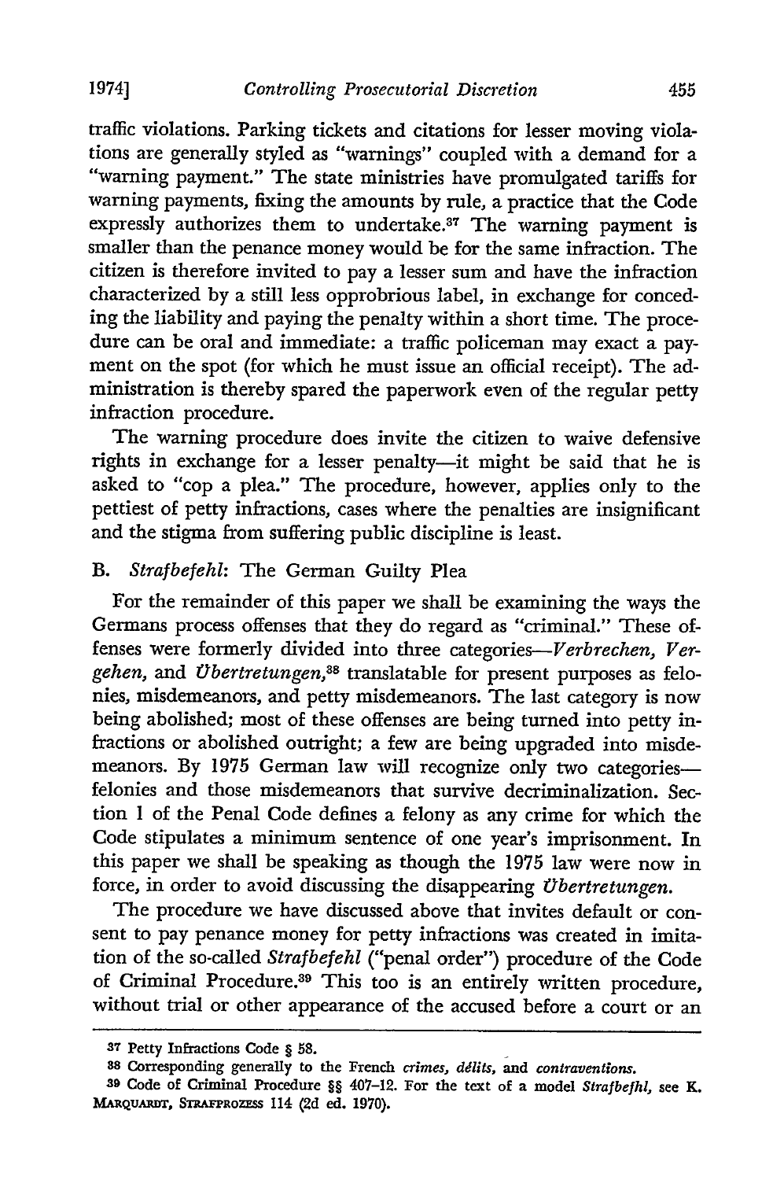traffic violations. Parking tickets and citations for lesser moving violations are generally styled as "warnings" coupled with a demand for a "warning payment." The state ministries have promulgated tariffs for warning payments, fixing the amounts by rule, a practice that the Code expressly authorizes them to undertake.[37] The warning payment is smaller than the penance money would be for the same infraction. The citizen is therefore invited to pay a lesser sum and have the infraction characterized by a still less opprobrious label, in exchange for conceding the liability and paying the penalty within a short time. The procedure can be oral and immediate: a traffic policeman may exact a payment on the spot (for which he must issue an official receipt). The administration is thereby spared the paperwork even of the regular petty infraction procedure.

The warning procedure does invite the citizen to waive defensive rights in exchange for a lesser penalty—it might be said that he is asked to "cop a plea." The procedure, however, applies only to the pettiest of petty infractions, cases where the penalties are insignificant and the stigma from suffering public discipline is least.

### B. *Strafbefehl*: The German Guilty Plea

For the remainder of this paper we shall be examining the ways the Germans process offenses that they do regard as "criminal." These offenses were formerly divided into three categories—*Verbrechen*, *Vergehen*, and *Übertretungen*,[38] translatable for present purposes as felonies, misdemeanors, and petty misdemeanors. The last category is now being abolished; most of these offenses are being turned into petty infractions or abolished outright; a few are being upgraded into misdemeanors. By 1975 German law will recognize only two categories—felonies and those misdemeanors that survive decriminalization. Section 1 of the Penal Code defines a felony as any crime for which the Code stipulates a minimum sentence of one year's imprisonment. In this paper we shall be speaking as though the 1975 law were now in force, in order to avoid discussing the disappearing *Übertretungen*.

The procedure we have discussed above that invites default or consent to pay penance money for petty infractions was created in imitation of the so-called *Strafbefehl* ("penal order") procedure of the Code of Criminal Procedure.[39] This too is an entirely written procedure, without trial or other appearance of the accused before a court or an

---

[37] Petty Infractions Code § 58.

[38] Corresponding generally to the French *crimes*, *délits*, and *contraventions*.

[39] Code of Criminal Procedure §§ 407–12. For the text of a model *Strafbefhl*, see K. Marquardt, Strafprozess 114 (2d ed. 1970).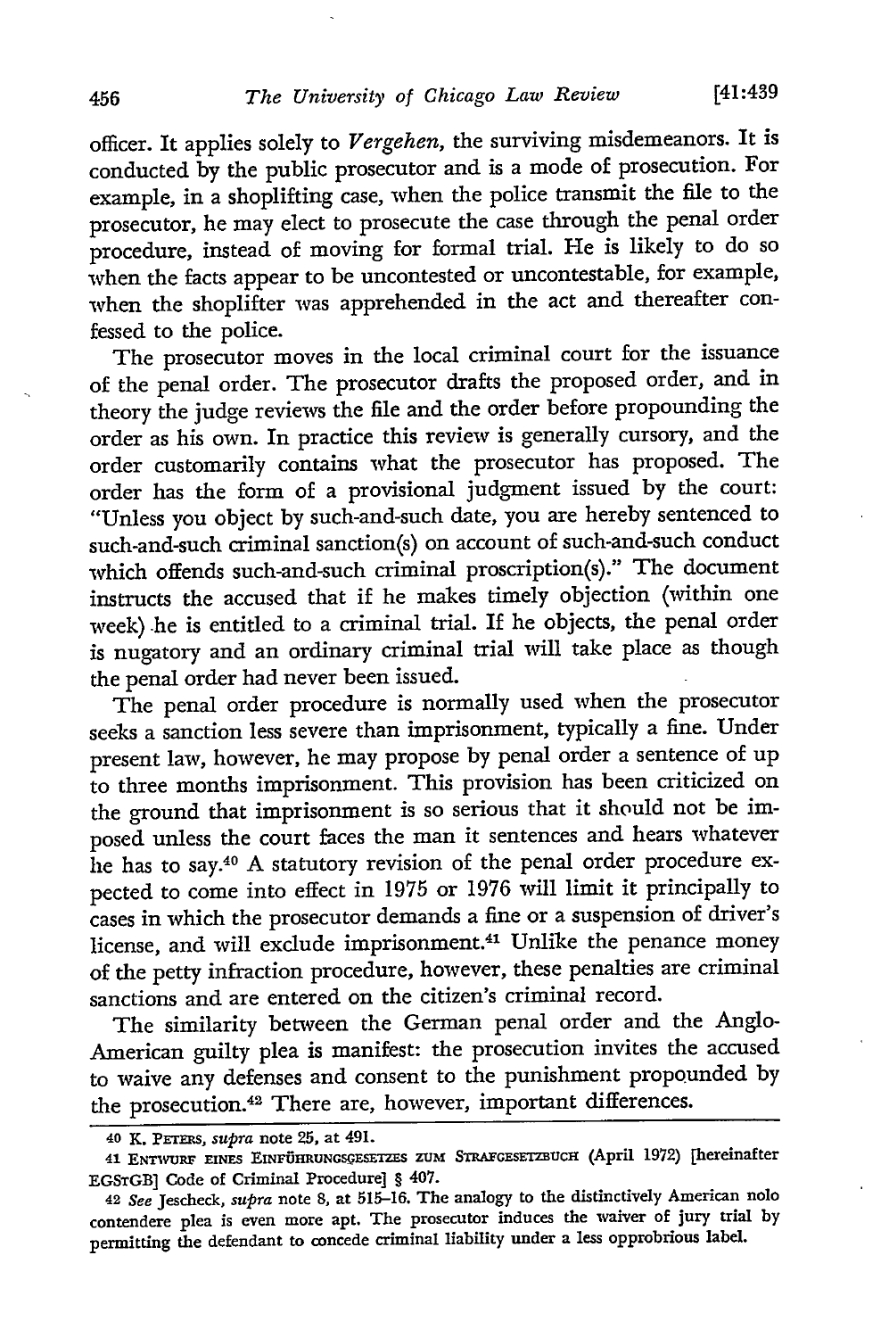officer. It applies solely to *Vergehen*, the surviving misdemeanors. It is conducted by the public prosecutor and is a mode of prosecution. For example, in a shoplifting case, when the police transmit the file to the prosecutor, he may elect to prosecute the case through the penal order procedure, instead of moving for formal trial. He is likely to do so when the facts appear to be uncontested or uncontestable, for example, when the shoplifter was apprehended in the act and thereafter confessed to the police.

The prosecutor moves in the local criminal court for the issuance of the penal order. The prosecutor drafts the proposed order, and in theory the judge reviews the file and the order before propounding the order as his own. In practice this review is generally cursory, and the order customarily contains what the prosecutor has proposed. The order has the form of a provisional judgment issued by the court: "Unless you object by such-and-such date, you are hereby sentenced to such-and-such criminal sanction(s) on account of such-and-such conduct which offends such-and-such criminal proscription(s)." The document instructs the accused that if he makes timely objection (within one week) he is entitled to a criminal trial. If he objects, the penal order is nugatory and an ordinary criminal trial will take place as though the penal order had never been issued.

The penal order procedure is normally used when the prosecutor seeks a sanction less severe than imprisonment, typically a fine. Under present law, however, he may propose by penal order a sentence of up to three months imprisonment. This provision has been criticized on the ground that imprisonment is so serious that it should not be imposed unless the court faces the man it sentences and hears whatever he has to say.[40] A statutory revision of the penal order procedure expected to come into effect in 1975 or 1976 will limit it principally to cases in which the prosecutor demands a fine or a suspension of driver's license, and will exclude imprisonment.[41] Unlike the penance money of the petty infraction procedure, however, these penalties are criminal sanctions and are entered on the citizen's criminal record.

The similarity between the German penal order and the Anglo-American guilty plea is manifest: the prosecution invites the accused to waive any defenses and consent to the punishment propounded by the prosecution.[42] There are, however, important differences.

---

40 K. PETERS, *supra* note 25, at 491.

41 ENTWURF EINES EINFÜHRUNGSGESETZES ZUM STRAFGESETZBUCH (April 1972) [hereinafter EGStGB] Code of Criminal Procedure] § 407.

42 *See* Jescheck, *supra* note 8, at 515–16. The analogy to the distinctively American nolo contendere plea is even more apt. The prosecutor induces the waiver of jury trial by permitting the defendant to concede criminal liability under a less opprobrious label.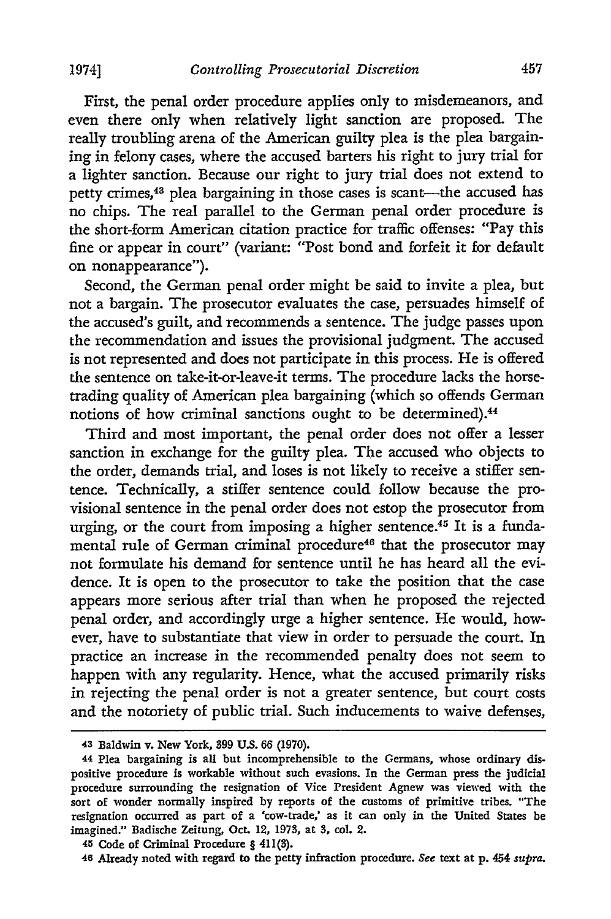First, the penal order procedure applies only to misdemeanors, and even there only when relatively light sanction are proposed. The really troubling arena of the American guilty plea is the plea bargaining in felony cases, where the accused barters his right to jury trial for a lighter sanction. Because our right to jury trial does not extend to petty crimes,[43] plea bargaining in those cases is scant—the accused has no chips. The real parallel to the German penal order procedure is the short-form American citation practice for traffic offenses: "Pay this fine or appear in court" (variant: "Post bond and forfeit it for default on nonappearance").

Second, the German penal order might be said to invite a plea, but not a bargain. The prosecutor evaluates the case, persuades himself of the accused's guilt, and recommends a sentence. The judge passes upon the recommendation and issues the provisional judgment. The accused is not represented and does not participate in this process. He is offered the sentence on take-it-or-leave-it terms. The procedure lacks the horse-trading quality of American plea bargaining (which so offends German notions of how criminal sanctions ought to be determined).[44]

Third and most important, the penal order does not offer a lesser sanction in exchange for the guilty plea. The accused who objects to the order, demands trial, and loses is not likely to receive a stiffer sentence. Technically, a stiffer sentence could follow because the provisional sentence in the penal order does not estop the prosecutor from urging, or the court from imposing a higher sentence.[45] It is a fundamental rule of German criminal procedure[46] that the prosecutor may not formulate his demand for sentence until he has heard all the evidence. It is open to the prosecutor to take the position that the case appears more serious after trial than when he proposed the rejected penal order, and accordingly urge a higher sentence. He would, however, have to substantiate that view in order to persuade the court. In practice an increase in the recommended penalty does not seem to happen with any regularity. Hence, what the accused primarily risks in rejecting the penal order is not a greater sentence, but court costs and the notoriety of public trial. Such inducements to waive defenses,

---

[43] Baldwin v. New York, 399 U.S. 66 (1970).

[44] Plea bargaining is all but incomprehensible to the Germans, whose ordinary dispositive procedure is workable without such evasions. In the German press the judicial procedure surrounding the resignation of Vice President Agnew was viewed with the sort of wonder normally inspired by reports of the customs of primitive tribes. "The resignation occurred as part of a 'cow-trade,' as it can only in the United States be imagined." Badische Zeitung, Oct. 12, 1973, at 3, col. 2.

[45] Code of Criminal Procedure § 411(3).

[46] Already noted with regard to the petty infraction procedure. *See* text at p. 454 *supra*.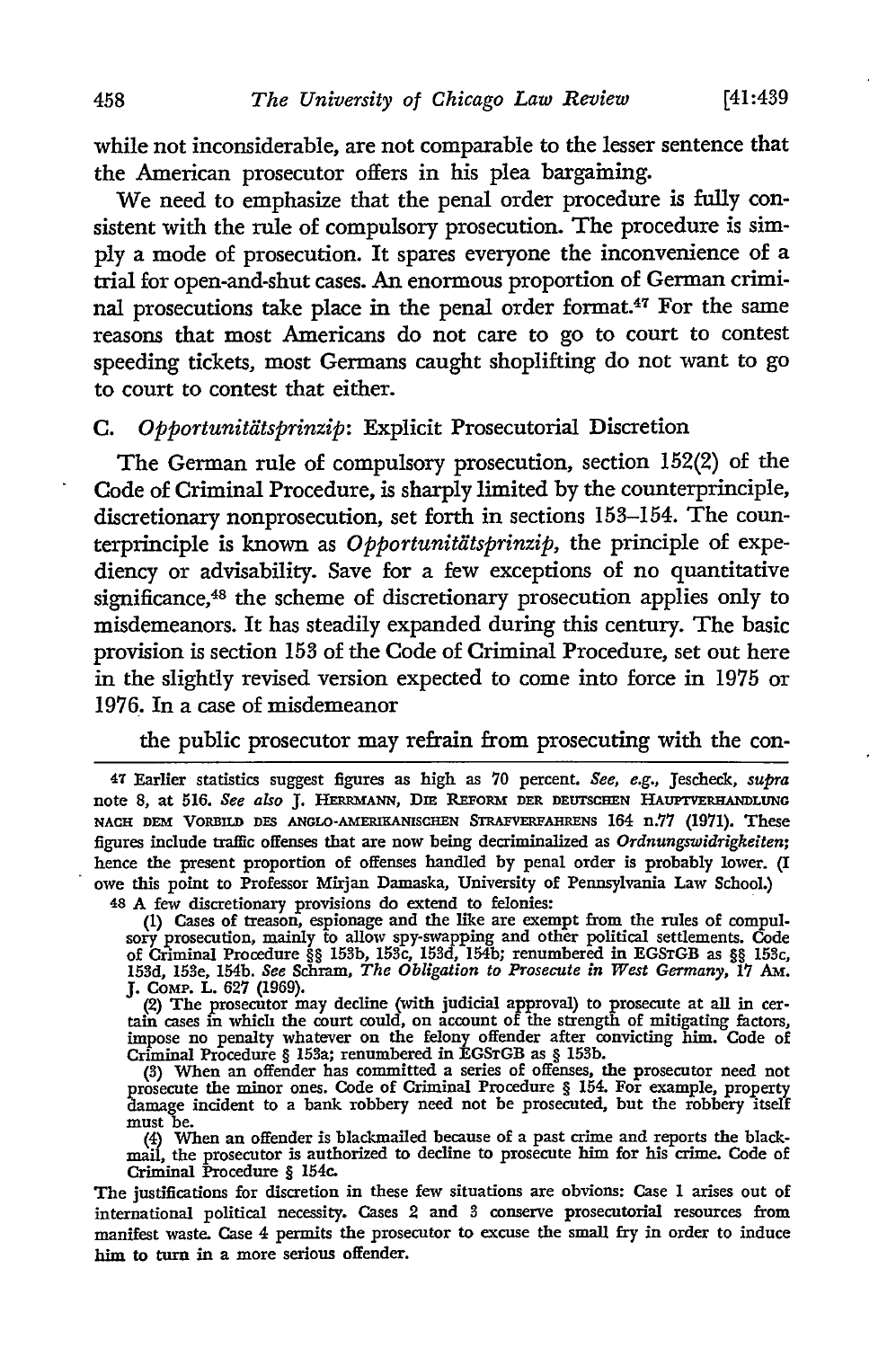while not inconsiderable, are not comparable to the lesser sentence that the American prosecutor offers in his plea bargaining.

We need to emphasize that the penal order procedure is fully consistent with the rule of compulsory prosecution. The procedure is simply a mode of prosecution. It spares everyone the inconvenience of a trial for open-and-shut cases. An enormous proportion of German criminal prosecutions take place in the penal order format.[47] For the same reasons that most Americans do not care to go to court to contest speeding tickets, most Germans caught shoplifting do not want to go to court to contest that either.

### C. *Opportunitätsprinzip*: Explicit Prosecutorial Discretion

The German rule of compulsory prosecution, section 152(2) of the Code of Criminal Procedure, is sharply limited by the counterprinciple, discretionary nonprosecution, set forth in sections 153–154. The counterprinciple is known as *Opportunitätsprinzip*, the principle of expediency or advisability. Save for a few exceptions of no quantitative significance,[48] the scheme of discretionary prosecution applies only to misdemeanors. It has steadily expanded during this century. The basic provision is section 153 of the Code of Criminal Procedure, set out here in the slightly revised version expected to come into force in 1975 or 1976. In a case of misdemeanor

> the public prosecutor may refrain from prosecuting with the con-

---

47 Earlier statistics suggest figures as high as 70 percent. *See, e.g.*, Jescheck, *supra* note 8, at 516. *See also* J. HERRMANN, DIE REFORM DER DEUTSCHEN HAUPTVERHANDLUNG NACH DEM VORBILD DES ANGLO-AMERIKANISCHEN STRAFVERFAHRENS 164 n.77 (1971). These figures include traffic offenses that are now being decriminalized as *Ordnungswidrigkeiten*; hence the present proportion of offenses handled by penal order is probably lower. (I owe this point to Professor Mirjan Damaska, University of Pennsylvania Law School.)

48 A few discretionary provisions do extend to felonies:

(1) Cases of treason, espionage and the like are exempt from the rules of compulsory prosecution, mainly to allow spy-swapping and other political settlements. Code of Criminal Procedure §§ 153b, 153c, 153d, 154b; renumbered in EGSTGB as §§ 153c, 153d, 153e, 154b. *See* Schram, *The Obligation to Prosecute in West Germany*, 17 AM. J. COMP. L. 627 (1969).

(2) The prosecutor may decline (with judicial approval) to prosecute at all in certain cases in which the court could, on account of the strength of mitigating factors, impose no penalty whatever on the felony offender after convicting him. Code of Criminal Procedure § 153a; renumbered in EGSTGB as § 153b.

(3) When an offender has committed a series of offenses, the prosecutor need not prosecute the minor ones. Code of Criminal Procedure § 154. For example, property damage incident to a bank robbery need not be prosecuted, but the robbery itself must be.

(4) When an offender is blackmailed because of a past crime and reports the blackmail, the prosecutor is authorized to decline to prosecute him for his crime. Code of Criminal Procedure § 154c.

The justifications for discretion in these few situations are obvious: Case 1 arises out of international political necessity. Cases 2 and 3 conserve prosecutorial resources from manifest waste. Case 4 permits the prosecutor to excuse the small fry in order to induce him to turn in a more serious offender.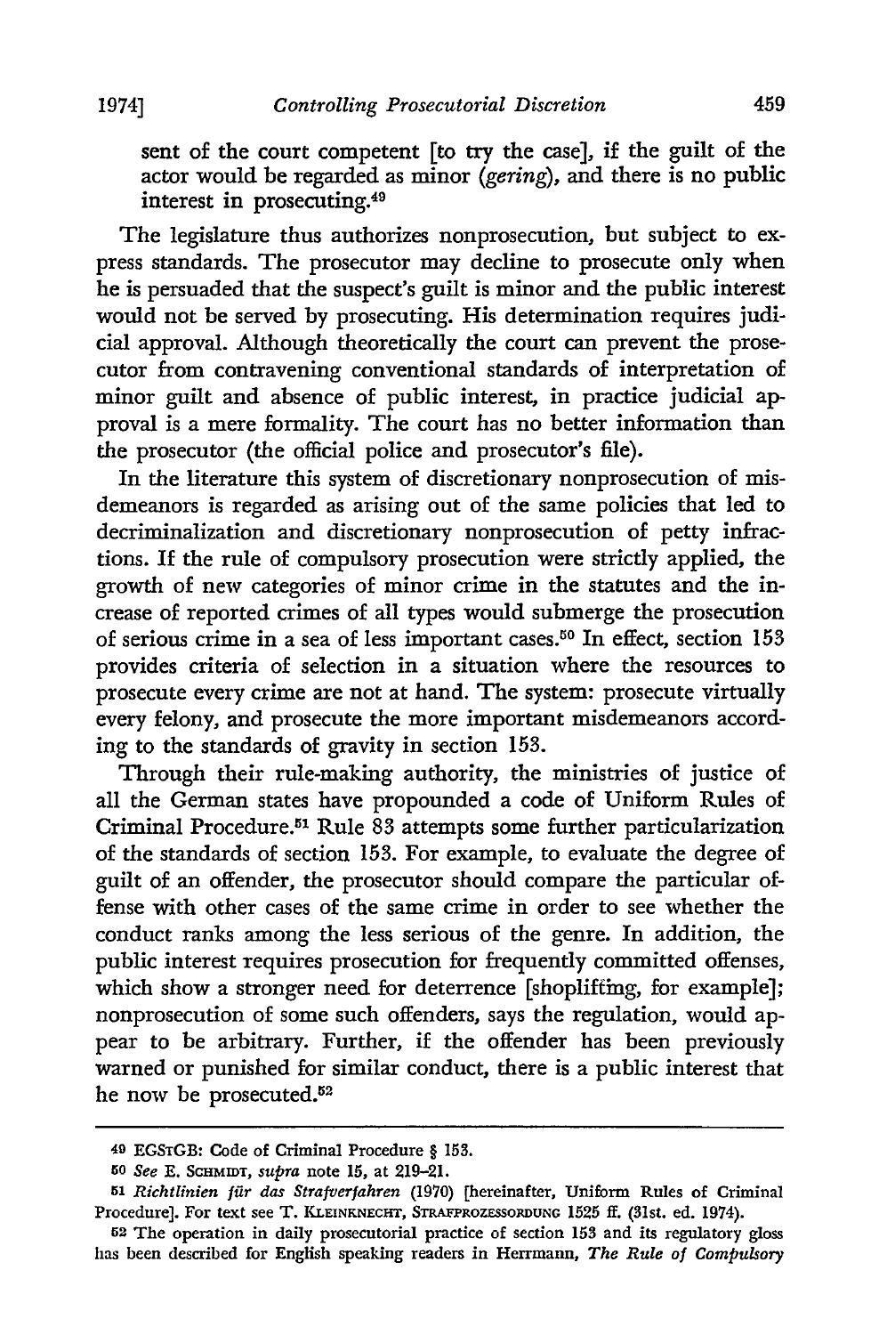sent of the court competent [to try the case], if the guilt of the actor would be regarded as minor (*gering*), and there is no public interest in prosecuting.[49]

The legislature thus authorizes nonprosecution, but subject to express standards. The prosecutor may decline to prosecute only when he is persuaded that the suspect's guilt is minor and the public interest would not be served by prosecuting. His determination requires judicial approval. Although theoretically the court can prevent the prosecutor from contravening conventional standards of interpretation of minor guilt and absence of public interest, in practice judicial approval is a mere formality. The court has no better information than the prosecutor (the official police and prosecutor's file).

In the literature this system of discretionary nonprosecution of misdemeanors is regarded as arising out of the same policies that led to decriminalization and discretionary nonprosecution of petty infractions. If the rule of compulsory prosecution were strictly applied, the growth of new categories of minor crime in the statutes and the increase of reported crimes of all types would submerge the prosecution of serious crime in a sea of less important cases.[50] In effect, section 153 provides criteria of selection in a situation where the resources to prosecute every crime are not at hand. The system: prosecute virtually every felony, and prosecute the more important misdemeanors according to the standards of gravity in section 153.

Through their rule-making authority, the ministries of justice of all the German states have propounded a code of Uniform Rules of Criminal Procedure.[51] Rule 83 attempts some further particularization of the standards of section 153. For example, to evaluate the degree of guilt of an offender, the prosecutor should compare the particular offense with other cases of the same crime in order to see whether the conduct ranks among the less serious of the genre. In addition, the public interest requires prosecution for frequently committed offenses, which show a stronger need for deterrence [shoplifting, for example]; nonprosecution of some such offenders, says the regulation, would appear to be arbitrary. Further, if the offender has been previously warned or punished for similar conduct, there is a public interest that he now be prosecuted.[52]

---

[49] EGSTGB: Code of Criminal Procedure § 153.

[50] *See* E. SCHMIDT, *supra* note 15, at 219-21.

[51] *Richtlinien für das Strafverfahren* (1970) [hereinafter, Uniform Rules of Criminal Procedure]. For text see T. KLEINKNECHT, STRAFPROZESSORDUNG 1525 ff. (31st. ed. 1974).

[52] The operation in daily prosecutorial practice of section 153 and its regulatory gloss has been described for English speaking readers in Herrmann, *The Rule of Compulsory*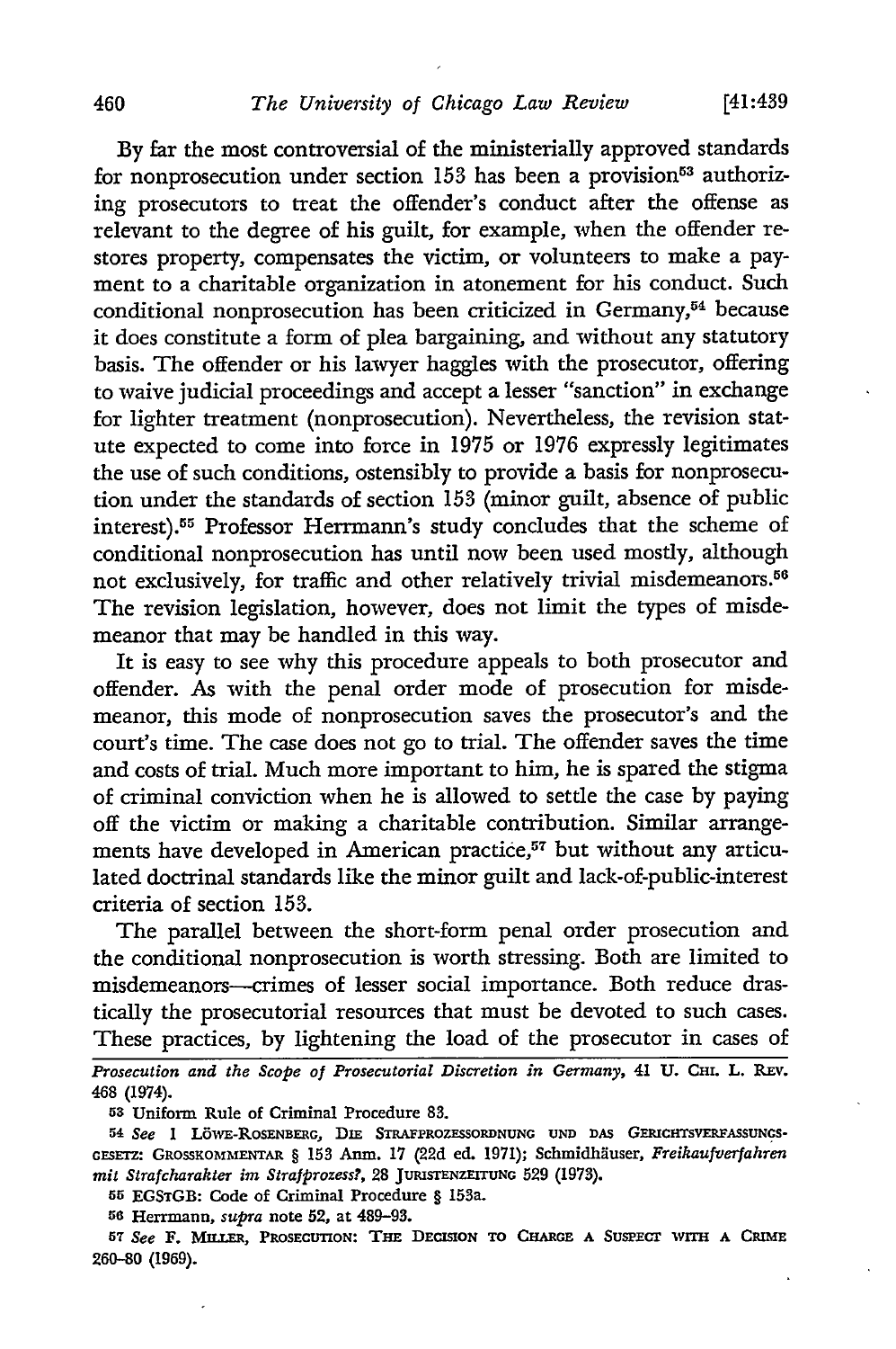By far the most controversial of the ministerially approved standards for nonprosecution under section 153 has been a provision[53] authorizing prosecutors to treat the offender's conduct after the offense as relevant to the degree of his guilt, for example, when the offender restores property, compensates the victim, or volunteers to make a payment to a charitable organization in atonement for his conduct. Such conditional nonprosecution has been criticized in Germany,[54] because it does constitute a form of plea bargaining, and without any statutory basis. The offender or his lawyer haggles with the prosecutor, offering to waive judicial proceedings and accept a lesser "sanction" in exchange for lighter treatment (nonprosecution). Nevertheless, the revision statute expected to come into force in 1975 or 1976 expressly legitimates the use of such conditions, ostensibly to provide a basis for nonprosecution under the standards of section 153 (minor guilt, absence of public interest).[55] Professor Herrmann's study concludes that the scheme of conditional nonprosecution has until now been used mostly, although not exclusively, for traffic and other relatively trivial misdemeanors.[56] The revision legislation, however, does not limit the types of misdemeanor that may be handled in this way.

It is easy to see why this procedure appeals to both prosecutor and offender. As with the penal order mode of prosecution for misdemeanor, this mode of nonprosecution saves the prosecutor's and the court's time. The case does not go to trial. The offender saves the time and costs of trial. Much more important to him, he is spared the stigma of criminal conviction when he is allowed to settle the case by paying off the victim or making a charitable contribution. Similar arrangements have developed in American practice,[57] but without any articulated doctrinal standards like the minor guilt and lack-of-public-interest criteria of section 153.

The parallel between the short-form penal order prosecution and the conditional nonprosecution is worth stressing. Both are limited to misdemeanors—crimes of lesser social importance. Both reduce drastically the prosecutorial resources that must be devoted to such cases. These practices, by lightening the load of the prosecutor in cases of

---

*Prosecution and the Scope of Prosecutorial Discretion in Germany*, 41 U. CHI. L. REV. 468 (1974).

53 Uniform Rule of Criminal Procedure 83.

54 *See* 1 LÖWE-ROSENBERG, DIE STRAFPROZESSORDNUNG UND DAS GERICHTSVERFASSUNGSGESETZ: GROSSKOMMENTAR § 153 Anm. 17 (22d ed. 1971); Schmidhäuser, *Freikaufverfahren mit Strafcharakter im Strafprozess?*, 28 JURISTENZEITUNG 529 (1973).

55 EGSTGB: Code of Criminal Procedure § 153a.

56 Herrmann, *supra* note 52, at 489-93.

57 *See* F. MILLER, PROSECUTION: THE DECISION TO CHARGE A SUSPECT WITH A CRIME 260-80 (1969).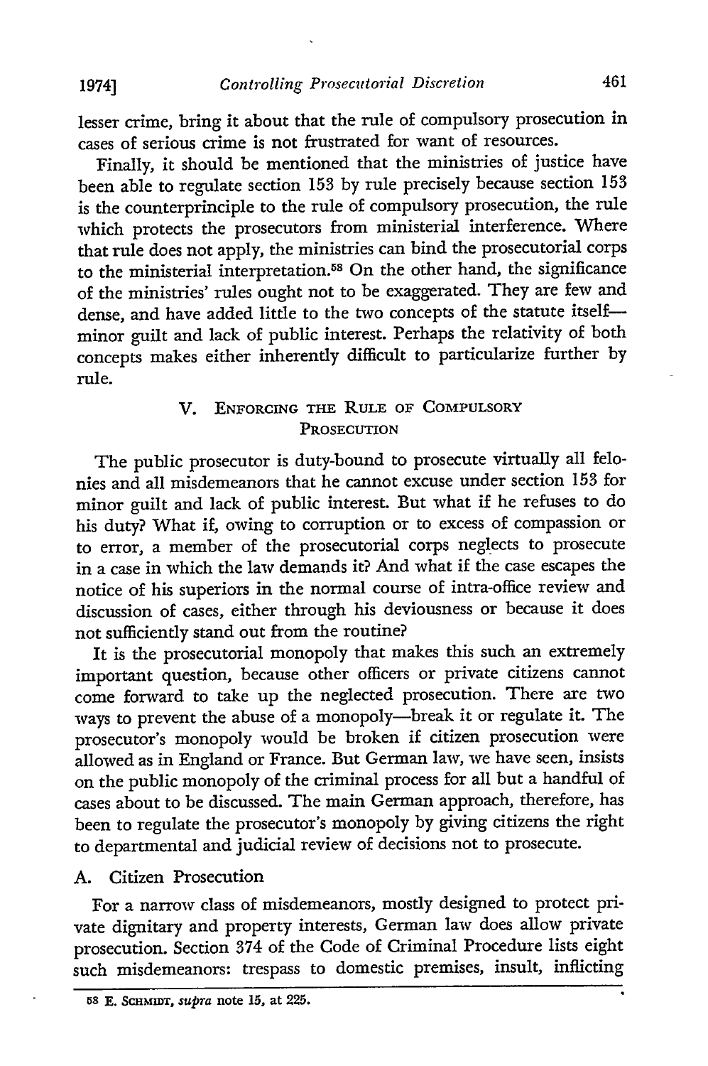lesser crime, bring it about that the rule of compulsory prosecution in cases of serious crime is not frustrated for want of resources.

Finally, it should be mentioned that the ministries of justice have been able to regulate section 153 by rule precisely because section 153 is the counterprinciple to the rule of compulsory prosecution, the rule which protects the prosecutors from ministerial interference. Where that rule does not apply, the ministries can bind the prosecutorial corps to the ministerial interpretation.[58] On the other hand, the significance of the ministries' rules ought not to be exaggerated. They are few and dense, and have added little to the two concepts of the statute itself—minor guilt and lack of public interest. Perhaps the relativity of both concepts makes either inherently difficult to particularize further by rule.

## V. Enforcing the Rule of Compulsory Prosecution

The public prosecutor is duty-bound to prosecute virtually all felonies and all misdemeanors that he cannot excuse under section 153 for minor guilt and lack of public interest. But what if he refuses to do his duty? What if, owing to corruption or to excess of compassion or to error, a member of the prosecutorial corps neglects to prosecute in a case in which the law demands it? And what if the case escapes the notice of his superiors in the normal course of intra-office review and discussion of cases, either through his deviousness or because it does not sufficiently stand out from the routine?

It is the prosecutorial monopoly that makes this such an extremely important question, because other officers or private citizens cannot come forward to take up the neglected prosecution. There are two ways to prevent the abuse of a monopoly—break it or regulate it. The prosecutor's monopoly would be broken if citizen prosecution were allowed as in England or France. But German law, we have seen, insists on the public monopoly of the criminal process for all but a handful of cases about to be discussed. The main German approach, therefore, has been to regulate the prosecutor's monopoly by giving citizens the right to departmental and judicial review of decisions not to prosecute.

### A. Citizen Prosecution

For a narrow class of misdemeanors, mostly designed to protect private dignitary and property interests, German law does allow private prosecution. Section 374 of the Code of Criminal Procedure lists eight such misdemeanors: trespass to domestic premises, insult, inflicting

---

[58] E. Schmidt, *supra* note 15, at 225.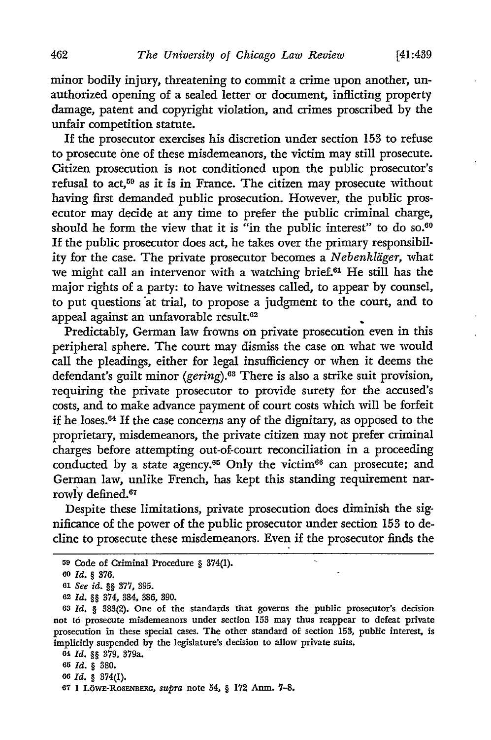minor bodily injury, threatening to commit a crime upon another, unauthorized opening of a sealed letter or document, inflicting property damage, patent and copyright violation, and crimes proscribed by the unfair competition statute.

If the prosecutor exercises his discretion under section 153 to refuse to prosecute one of these misdemeanors, the victim may still prosecute. Citizen prosecution is not conditioned upon the public prosecutor's refusal to act,[59] as it is in France. The citizen may prosecute without having first demanded public prosecution. However, the public prosecutor may decide at any time to prefer the public criminal charge, should he form the view that it is "in the public interest" to do so.[60] If the public prosecutor does act, he takes over the primary responsibility for the case. The private prosecutor becomes a *Nebenkläger*, what we might call an intervenor with a watching brief.[61] He still has the major rights of a party: to have witnesses called, to appear by counsel, to put questions at trial, to propose a judgment to the court, and to appeal against an unfavorable result.[62]

Predictably, German law frowns on private prosecution even in this peripheral sphere. The court may dismiss the case on what we would call the pleadings, either for legal insufficiency or when it deems the defendant's guilt minor (*gering*).[63] There is also a strike suit provision, requiring the private prosecutor to provide surety for the accused's costs, and to make advance payment of court costs which will be forfeit if he loses.[64] If the case concerns any of the dignitary, as opposed to the proprietary, misdemeanors, the private citizen may not prefer criminal charges before attempting out-of-court reconciliation in a proceeding conducted by a state agency.[65] Only the victim[66] can prosecute; and German law, unlike French, has kept this standing requirement narrowly defined.[67]

Despite these limitations, private prosecution does diminish the significance of the power of the public prosecutor under section 153 to decline to prosecute these misdemeanors. Even if the prosecutor finds the

---

59 Code of Criminal Procedure § 374(1).

60 *Id.* § 376.

61 *See id.* §§ 377, 395.

62 *Id.* §§ 374, 384, 386, 390.

63 *Id.* § 383(2). One of the standards that governs the public prosecutor's decision not to prosecute misdemeanors under section 153 may thus reappear to defeat private prosecution in these special cases. The other standard of section 153, public interest, is implicitly suspended by the legislature's decision to allow private suits.

64 *Id.* §§ 379, 379a.

65 *Id.* § 380.

66 *Id.* § 374(1).

67 1 LÖWE-ROSENBERG, *supra* note 54, § 172 Anm. 7-8.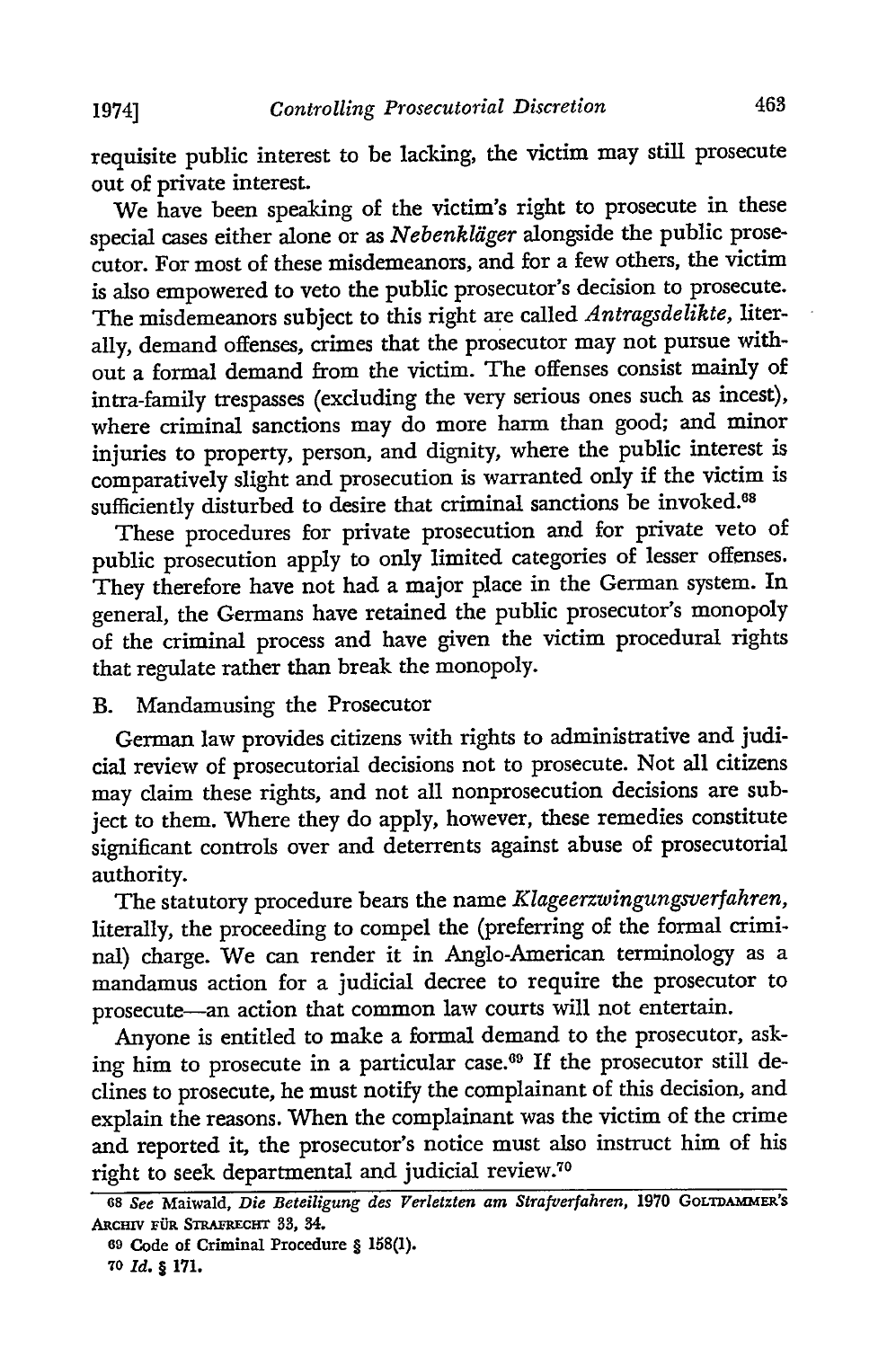requisite public interest to be lacking, the victim may still prosecute out of private interest.

We have been speaking of the victim's right to prosecute in these special cases either alone or as *Nebenkläger* alongside the public prosecutor. For most of these misdemeanors, and for a few others, the victim is also empowered to veto the public prosecutor's decision to prosecute. The misdemeanors subject to this right are called *Antragsdelikte*, literally, demand offenses, crimes that the prosecutor may not pursue without a formal demand from the victim. The offenses consist mainly of intra-family trespasses (excluding the very serious ones such as incest), where criminal sanctions may do more harm than good; and minor injuries to property, person, and dignity, where the public interest is comparatively slight and prosecution is warranted only if the victim is sufficiently disturbed to desire that criminal sanctions be invoked.[68]

These procedures for private prosecution and for private veto of public prosecution apply to only limited categories of lesser offenses. They therefore have not had a major place in the German system. In general, the Germans have retained the public prosecutor's monopoly of the criminal process and have given the victim procedural rights that regulate rather than break the monopoly.

## B. Mandamusing the Prosecutor

German law provides citizens with rights to administrative and judicial review of prosecutorial decisions not to prosecute. Not all citizens may claim these rights, and not all nonprosecution decisions are subject to them. Where they do apply, however, these remedies constitute significant controls over and deterrents against abuse of prosecutorial authority.

The statutory procedure bears the name *Klageerzwingungsverfahren*, literally, the proceeding to compel the (preferring of the formal criminal) charge. We can render it in Anglo-American terminology as a mandamus action for a judicial decree to require the prosecutor to prosecute—an action that common law courts will not entertain.

Anyone is entitled to make a formal demand to the prosecutor, asking him to prosecute in a particular case.[69] If the prosecutor still declines to prosecute, he must notify the complainant of this decision, and explain the reasons. When the complainant was the victim of the crime and reported it, the prosecutor's notice must also instruct him of his right to seek departmental and judicial review.[70]

---

68 *See* Maiwald, *Die Beteiligung des Verletzten am Strafverfahren*, 1970 GOLTDAMMER'S ARCHIV FÜR STRAFRECHT 33, 34.

69 Code of Criminal Procedure § 158(1).

70 *Id.* § 171.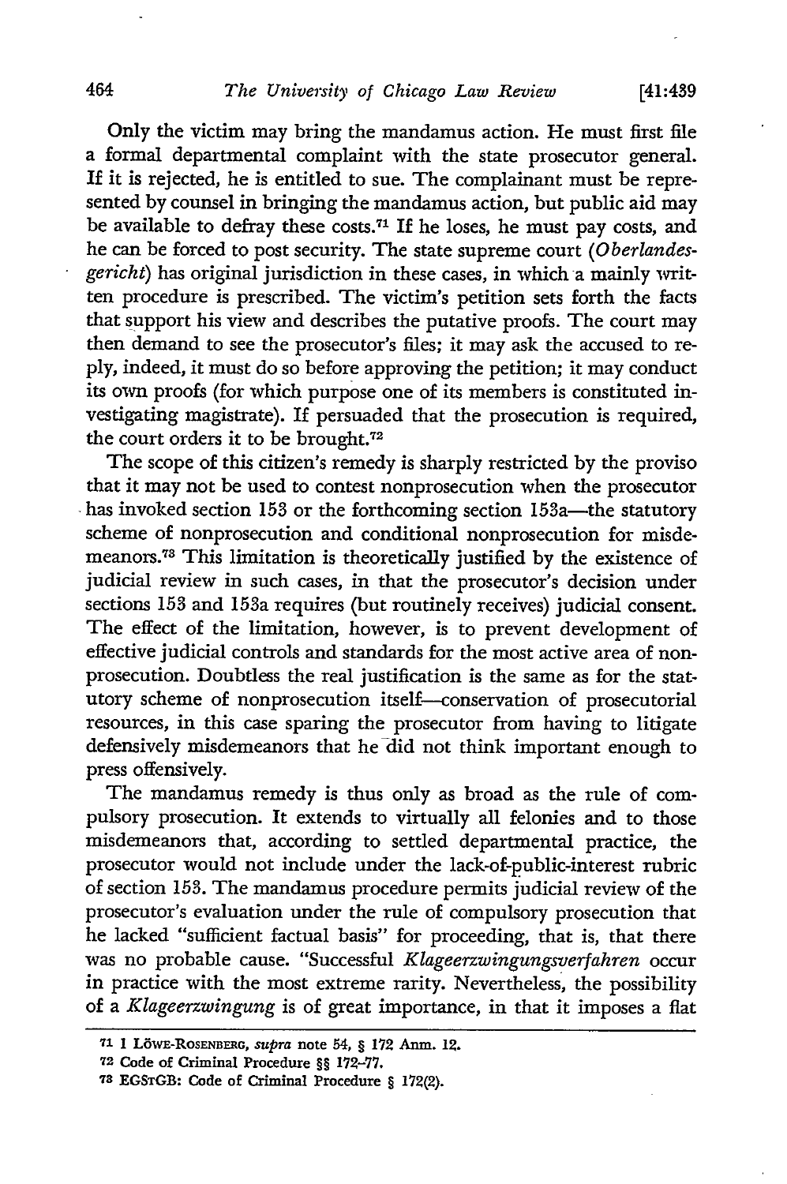Only the victim may bring the mandamus action. He must first file a formal departmental complaint with the state prosecutor general. If it is rejected, he is entitled to sue. The complainant must be represented by counsel in bringing the mandamus action, but public aid may be available to defray these costs.[71] If he loses, he must pay costs, and he can be forced to post security. The state supreme court (*Oberlandesgericht*) has original jurisdiction in these cases, in which a mainly written procedure is prescribed. The victim's petition sets forth the facts that support his view and describes the putative proofs. The court may then demand to see the prosecutor's files; it may ask the accused to reply, indeed, it must do so before approving the petition; it may conduct its own proofs (for which purpose one of its members is constituted investigating magistrate). If persuaded that the prosecution is required, the court orders it to be brought.[72]

The scope of this citizen's remedy is sharply restricted by the proviso that it may not be used to contest nonprosecution when the prosecutor has invoked section 153 or the forthcoming section 153a—the statutory scheme of nonprosecution and conditional nonprosecution for misdemeanors.[73] This limitation is theoretically justified by the existence of judicial review in such cases, in that the prosecutor's decision under sections 153 and 153a requires (but routinely receives) judicial consent. The effect of the limitation, however, is to prevent development of effective judicial controls and standards for the most active area of nonprosecution. Doubtless the real justification is the same as for the statutory scheme of nonprosecution itself—conservation of prosecutorial resources, in this case sparing the prosecutor from having to litigate defensively misdemeanors that he did not think important enough to press offensively.

The mandamus remedy is thus only as broad as the rule of compulsory prosecution. It extends to virtually all felonies and to those misdemeanors that, according to settled departmental practice, the prosecutor would not include under the lack-of-public-interest rubric of section 153. The mandamus procedure permits judicial review of the prosecutor's evaluation under the rule of compulsory prosecution that he lacked "sufficient factual basis" for proceeding, that is, that there was no probable cause. "Successful *Klageerzwingungsverfahren* occur in practice with the most extreme rarity. Nevertheless, the possibility of a *Klageerzwingung* is of great importance, in that it imposes a flat

---

[71] 1 LÖWE-ROSENBERG, *supra* note 54, § 172 Anm. 12.

[72] Code of Criminal Procedure §§ 172–77.

[73] EGSTGB: Code of Criminal Procedure § 172(2).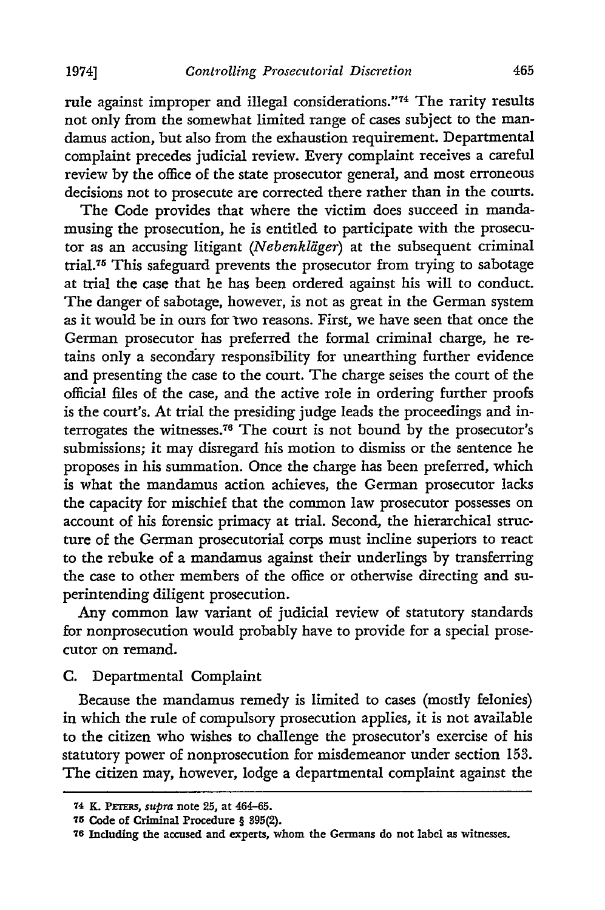rule against improper and illegal considerations."[74] The rarity results not only from the somewhat limited range of cases subject to the mandamus action, but also from the exhaustion requirement. Departmental complaint precedes judicial review. Every complaint receives a careful review by the office of the state prosecutor general, and most erroneous decisions not to prosecute are corrected there rather than in the courts.

The Code provides that where the victim does succeed in mandamusing the prosecution, he is entitled to participate with the prosecutor as an accusing litigant (*Nebenkläger*) at the subsequent criminal trial.[75] This safeguard prevents the prosecutor from trying to sabotage at trial the case that he has been ordered against his will to conduct. The danger of sabotage, however, is not as great in the German system as it would be in ours for two reasons. First, we have seen that once the German prosecutor has preferred the formal criminal charge, he retains only a secondary responsibility for unearthing further evidence and presenting the case to the court. The charge seises the court of the official files of the case, and the active role in ordering further proofs is the court's. At trial the presiding judge leads the proceedings and interrogates the witnesses.[76] The court is not bound by the prosecutor's submissions; it may disregard his motion to dismiss or the sentence he proposes in his summation. Once the charge has been preferred, which is what the mandamus action achieves, the German prosecutor lacks the capacity for mischief that the common law prosecutor possesses on account of his forensic primacy at trial. Second, the hierarchical structure of the German prosecutorial corps must incline superiors to react to the rebuke of a mandamus against their underlings by transferring the case to other members of the office or otherwise directing and superintending diligent prosecution.

Any common law variant of judicial review of statutory standards for nonprosecution would probably have to provide for a special prosecutor on remand.

## C. Departmental Complaint

Because the mandamus remedy is limited to cases (mostly felonies) in which the rule of compulsory prosecution applies, it is not available to the citizen who wishes to challenge the prosecutor's exercise of his statutory power of nonprosecution for misdemeanor under section 153. The citizen may, however, lodge a departmental complaint against the

---

[74] K. PETERS, *supra* note 25, at 464–65.

[75] Code of Criminal Procedure § 395(2).

[76] Including the accused and experts, whom the Germans do not label as witnesses.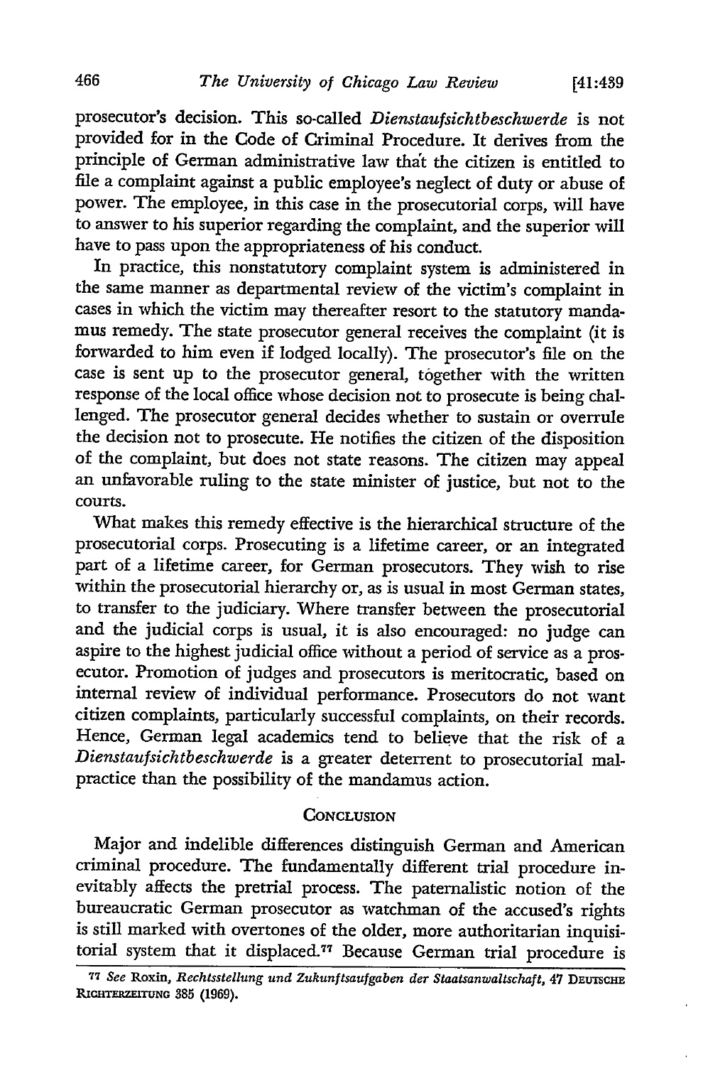prosecutor's decision. This so-called *Dienstaufsichtbeschwerde* is not provided for in the Code of Criminal Procedure. It derives from the principle of German administrative law that the citizen is entitled to file a complaint against a public employee's neglect of duty or abuse of power. The employee, in this case in the prosecutorial corps, will have to answer to his superior regarding the complaint, and the superior will have to pass upon the appropriateness of his conduct.

In practice, this nonstatutory complaint system is administered in the same manner as departmental review of the victim's complaint in cases in which the victim may thereafter resort to the statutory mandamus remedy. The state prosecutor general receives the complaint (it is forwarded to him even if lodged locally). The prosecutor's file on the case is sent up to the prosecutor general, together with the written response of the local office whose decision not to prosecute is being challenged. The prosecutor general decides whether to sustain or overrule the decision not to prosecute. He notifies the citizen of the disposition of the complaint, but does not state reasons. The citizen may appeal an unfavorable ruling to the state minister of justice, but not to the courts.

What makes this remedy effective is the hierarchical structure of the prosecutorial corps. Prosecuting is a lifetime career, or an integrated part of a lifetime career, for German prosecutors. They wish to rise within the prosecutorial hierarchy or, as is usual in most German states, to transfer to the judiciary. Where transfer between the prosecutorial and the judicial corps is usual, it is also encouraged: no judge can aspire to the highest judicial office without a period of service as a prosecutor. Promotion of judges and prosecutors is meritocratic, based on internal review of individual performance. Prosecutors do not want citizen complaints, particularly successful complaints, on their records. Hence, German legal academics tend to believe that the risk of a *Dienstaufsichtbeschwerde* is a greater deterrent to prosecutorial malpractice than the possibility of the mandamus action.

## CONCLUSION

Major and indelible differences distinguish German and American criminal procedure. The fundamentally different trial procedure inevitably affects the pretrial process. The paternalistic notion of the bureaucratic German prosecutor as watchman of the accused's rights is still marked with overtones of the older, more authoritarian inquisitorial system that it displaced.[77] Because German trial procedure is

[77] *See* Roxin, *Rechtsstellung und Zukunftsaufgaben der Staatsanwaltschaft*, 47 DEUTSCHE RICHTERZEITUNG 385 (1969).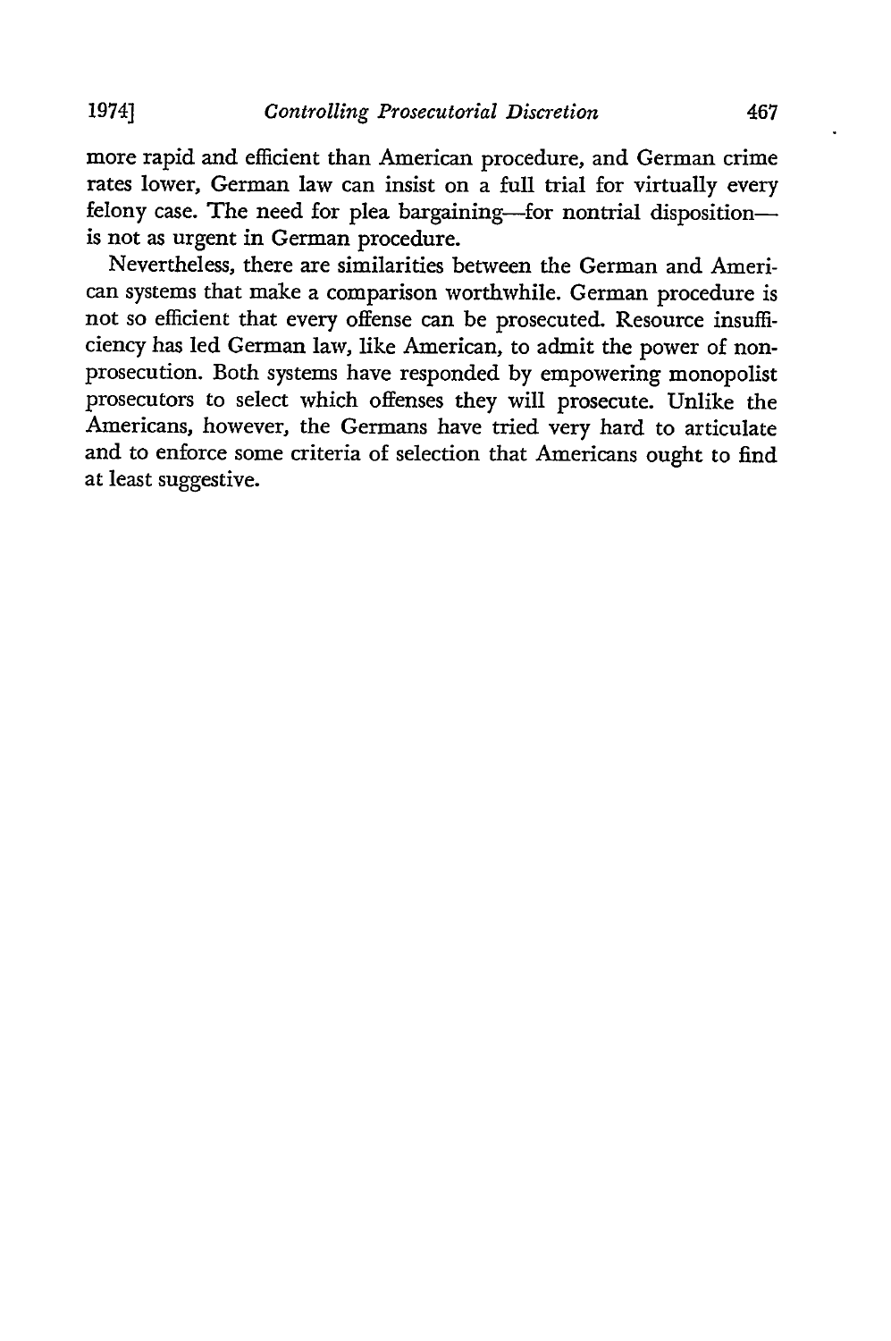more rapid and efficient than American procedure, and German crime rates lower, German law can insist on a full trial for virtually every felony case. The need for plea bargaining—for nontrial disposition—is not as urgent in German procedure.

Nevertheless, there are similarities between the German and American systems that make a comparison worthwhile. German procedure is not so efficient that every offense can be prosecuted. Resource insufficiency has led German law, like American, to admit the power of nonprosecution. Both systems have responded by empowering monopolist prosecutors to select which offenses they will prosecute. Unlike the Americans, however, the Germans have tried very hard to articulate and to enforce some criteria of selection that Americans ought to find at least suggestive.